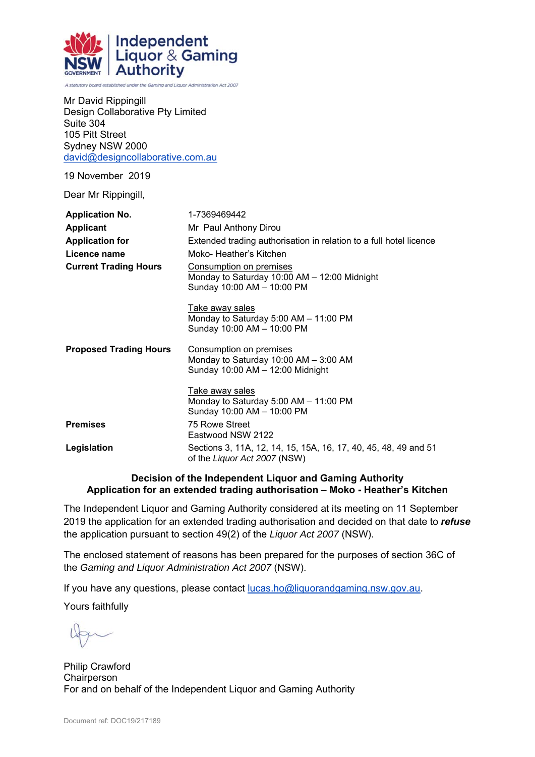**Independent Liquor & Gaming Authority**

*A statutory board established under the Gaming and Liquor Administration Act 2007*

Mr David Rippingill
Design Collaborative Pty Limited
Suite 304
105 Pitt Street
Sydney NSW 2000
david@designcollaborative.com.au

19 November 2019

Dear Mr Rippingill,

| | |
|---|---|
| **Application No.** | 1-7369469442 |
| **Applicant** | Mr Paul Anthony Dirou |
| **Application for** | Extended trading authorisation in relation to a full hotel licence |
| **Licence name** | Moko- Heather's Kitchen |
| **Current Trading Hours** | Consumption on premises<br>Monday to Saturday 10:00 AM – 12:00 Midnight<br>Sunday 10:00 AM – 10:00 PM<br><br>Take away sales<br>Monday to Saturday 5:00 AM – 11:00 PM<br>Sunday 10:00 AM – 10:00 PM |
| **Proposed Trading Hours** | Consumption on premises<br>Monday to Saturday 10:00 AM – 3:00 AM<br>Sunday 10:00 AM – 12:00 Midnight<br><br>Take away sales<br>Monday to Saturday 5:00 AM – 11:00 PM<br>Sunday 10:00 AM – 10:00 PM |
| **Premises** | 75 Rowe Street<br>Eastwood NSW 2122 |
| **Legislation** | Sections 3, 11A, 12, 14, 15, 15A, 16, 17, 40, 45, 48, 49 and 51 of the *Liquor Act 2007* (NSW) |

**Decision of the Independent Liquor and Gaming Authority**
**Application for an extended trading authorisation – Moko - Heather's Kitchen**

The Independent Liquor and Gaming Authority considered at its meeting on 11 September 2019 the application for an extended trading authorisation and decided on that date to ***refuse*** the application pursuant to section 49(2) of the *Liquor Act 2007* (NSW).

The enclosed statement of reasons has been prepared for the purposes of section 36C of the *Gaming and Liquor Administration Act 2007* (NSW).

If you have any questions, please contact lucas.ho@liquorandgaming.nsw.gov.au.

Yours faithfully

Philip Crawford
Chairperson
For and on behalf of the Independent Liquor and Gaming Authority

Document ref: DOC19/217189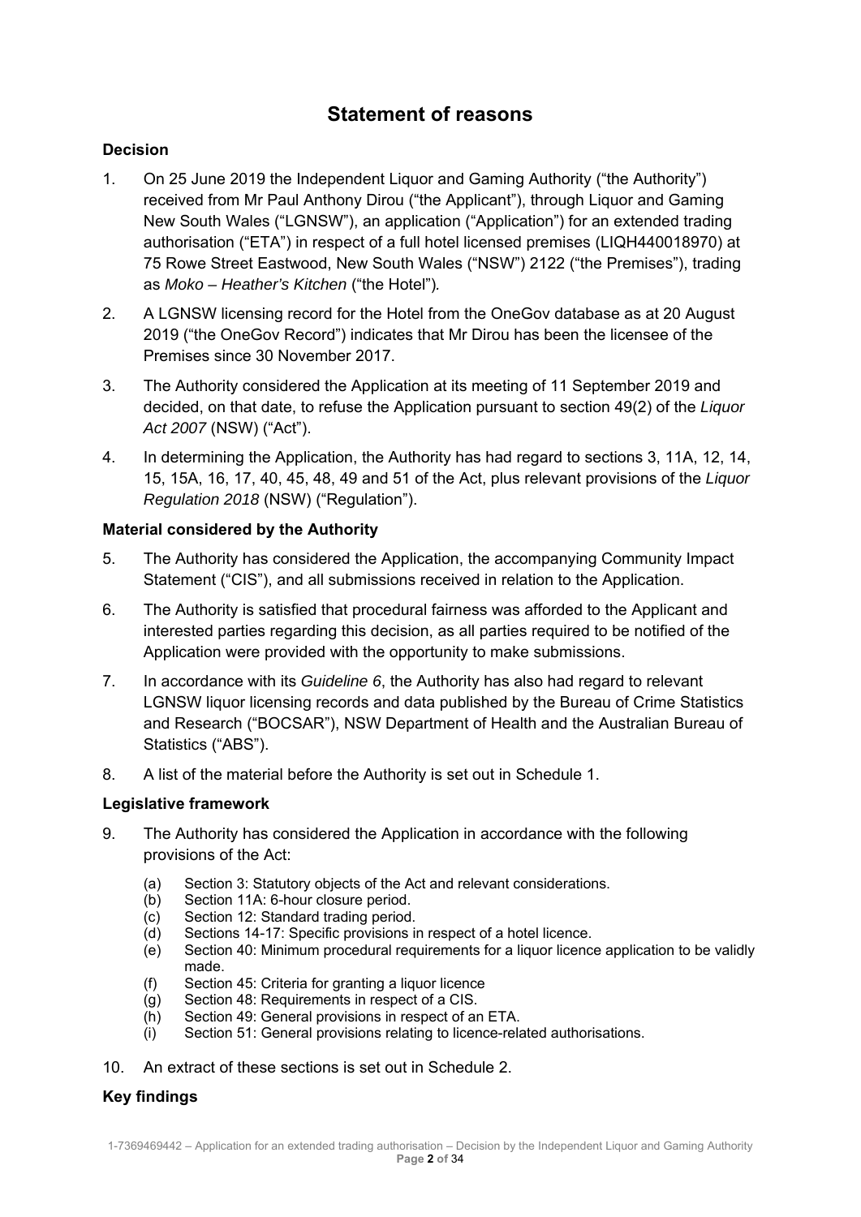# Statement of reasons

## Decision

1. On 25 June 2019 the Independent Liquor and Gaming Authority ("the Authority") received from Mr Paul Anthony Dirou ("the Applicant"), through Liquor and Gaming New South Wales ("LGNSW"), an application ("Application") for an extended trading authorisation ("ETA") in respect of a full hotel licensed premises (LIQH440018970) at 75 Rowe Street Eastwood, New South Wales ("NSW") 2122 ("the Premises"), trading as *Moko – Heather's Kitchen* ("the Hotel").

2. A LGNSW licensing record for the Hotel from the OneGov database as at 20 August 2019 ("the OneGov Record") indicates that Mr Dirou has been the licensee of the Premises since 30 November 2017.

3. The Authority considered the Application at its meeting of 11 September 2019 and decided, on that date, to refuse the Application pursuant to section 49(2) of the *Liquor Act 2007* (NSW) ("Act").

4. In determining the Application, the Authority has had regard to sections 3, 11A, 12, 14, 15, 15A, 16, 17, 40, 45, 48, 49 and 51 of the Act, plus relevant provisions of the *Liquor Regulation 2018* (NSW) ("Regulation").

## Material considered by the Authority

5. The Authority has considered the Application, the accompanying Community Impact Statement ("CIS"), and all submissions received in relation to the Application.

6. The Authority is satisfied that procedural fairness was afforded to the Applicant and interested parties regarding this decision, as all parties required to be notified of the Application were provided with the opportunity to make submissions.

7. In accordance with its *Guideline 6*, the Authority has also had regard to relevant LGNSW liquor licensing records and data published by the Bureau of Crime Statistics and Research ("BOCSAR"), NSW Department of Health and the Australian Bureau of Statistics ("ABS").

8. A list of the material before the Authority is set out in Schedule 1.

## Legislative framework

9. The Authority has considered the Application in accordance with the following provisions of the Act:

   (a) Section 3: Statutory objects of the Act and relevant considerations.
   (b) Section 11A: 6-hour closure period.
   (c) Section 12: Standard trading period.
   (d) Sections 14-17: Specific provisions in respect of a hotel licence.
   (e) Section 40: Minimum procedural requirements for a liquor licence application to be validly made.
   (f) Section 45: Criteria for granting a liquor licence
   (g) Section 48: Requirements in respect of a CIS.
   (h) Section 49: General provisions in respect of an ETA.
   (i) Section 51: General provisions relating to licence-related authorisations.

10. An extract of these sections is set out in Schedule 2.

## Key findings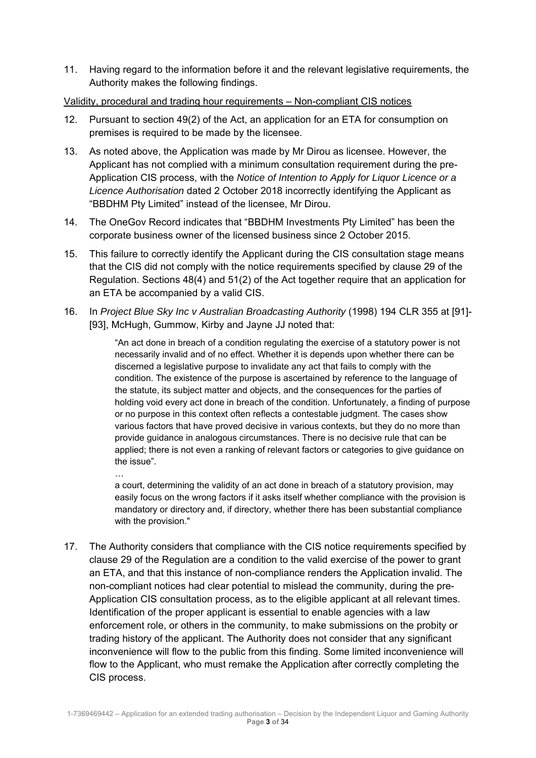11. Having regard to the information before it and the relevant legislative requirements, the Authority makes the following findings.

Validity, procedural and trading hour requirements – Non-compliant CIS notices

12. Pursuant to section 49(2) of the Act, an application for an ETA for consumption on premises is required to be made by the licensee.

13. As noted above, the Application was made by Mr Dirou as licensee. However, the Applicant has not complied with a minimum consultation requirement during the pre-Application CIS process, with the *Notice of Intention to Apply for Liquor Licence or a Licence Authorisation* dated 2 October 2018 incorrectly identifying the Applicant as "BBDHM Pty Limited" instead of the licensee, Mr Dirou.

14. The OneGov Record indicates that "BBDHM Investments Pty Limited" has been the corporate business owner of the licensed business since 2 October 2015.

15. This failure to correctly identify the Applicant during the CIS consultation stage means that the CIS did not comply with the notice requirements specified by clause 29 of the Regulation. Sections 48(4) and 51(2) of the Act together require that an application for an ETA be accompanied by a valid CIS.

16. In *Project Blue Sky Inc v Australian Broadcasting Authority* (1998) 194 CLR 355 at [91]-[93], McHugh, Gummow, Kirby and Jayne JJ noted that:

   > "An act done in breach of a condition regulating the exercise of a statutory power is not necessarily invalid and of no effect. Whether it is depends upon whether there can be discerned a legislative purpose to invalidate any act that fails to comply with the condition. The existence of the purpose is ascertained by reference to the language of the statute, its subject matter and objects, and the consequences for the parties of holding void every act done in breach of the condition. Unfortunately, a finding of purpose or no purpose in this context often reflects a contestable judgment. The cases show various factors that have proved decisive in various contexts, but they do no more than provide guidance in analogous circumstances. There is no decisive rule that can be applied; there is not even a ranking of relevant factors or categories to give guidance on the issue".
   >
   > …
   >
   > a court, determining the validity of an act done in breach of a statutory provision, may easily focus on the wrong factors if it asks itself whether compliance with the provision is mandatory or directory and, if directory, whether there has been substantial compliance with the provision."

17. The Authority considers that compliance with the CIS notice requirements specified by clause 29 of the Regulation are a condition to the valid exercise of the power to grant an ETA, and that this instance of non-compliance renders the Application invalid. The non-compliant notices had clear potential to mislead the community, during the pre-Application CIS consultation process, as to the eligible applicant at all relevant times. Identification of the proper applicant is essential to enable agencies with a law enforcement role, or others in the community, to make submissions on the probity or trading history of the applicant. The Authority does not consider that any significant inconvenience will flow to the public from this finding. Some limited inconvenience will flow to the Applicant, who must remake the Application after correctly completing the CIS process.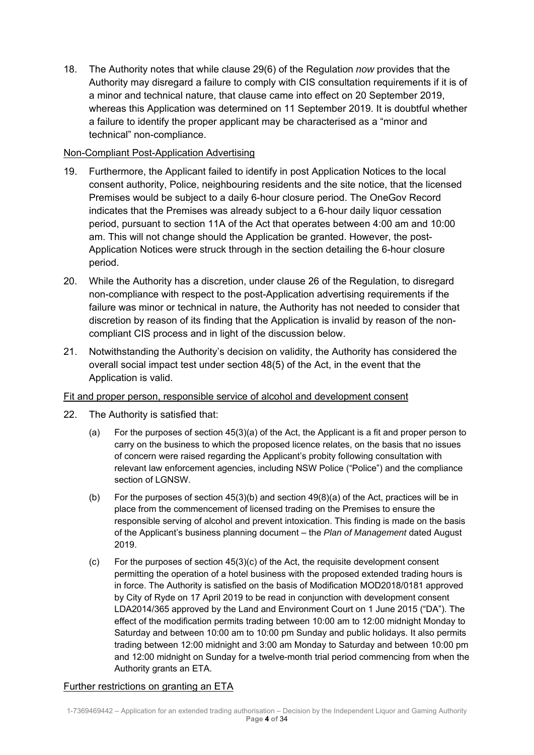18. The Authority notes that while clause 29(6) of the Regulation *now* provides that the Authority may disregard a failure to comply with CIS consultation requirements if it is of a minor and technical nature, that clause came into effect on 20 September 2019, whereas this Application was determined on 11 September 2019. It is doubtful whether a failure to identify the proper applicant may be characterised as a "minor and technical" non-compliance.

<u>Non-Compliant Post-Application Advertising</u>

19. Furthermore, the Applicant failed to identify in post Application Notices to the local consent authority, Police, neighbouring residents and the site notice, that the licensed Premises would be subject to a daily 6-hour closure period. The OneGov Record indicates that the Premises was already subject to a 6-hour daily liquor cessation period, pursuant to section 11A of the Act that operates between 4:00 am and 10:00 am. This will not change should the Application be granted. However, the post-Application Notices were struck through in the section detailing the 6-hour closure period.

20. While the Authority has a discretion, under clause 26 of the Regulation, to disregard non-compliance with respect to the post-Application advertising requirements if the failure was minor or technical in nature, the Authority has not needed to consider that discretion by reason of its finding that the Application is invalid by reason of the non-compliant CIS process and in light of the discussion below.

21. Notwithstanding the Authority's decision on validity, the Authority has considered the overall social impact test under section 48(5) of the Act, in the event that the Application is valid.

<u>Fit and proper person, responsible service of alcohol and development consent</u>

22. The Authority is satisfied that:

    (a) For the purposes of section 45(3)(a) of the Act, the Applicant is a fit and proper person to carry on the business to which the proposed licence relates, on the basis that no issues of concern were raised regarding the Applicant's probity following consultation with relevant law enforcement agencies, including NSW Police ("Police") and the compliance section of LGNSW.

    (b) For the purposes of section 45(3)(b) and section 49(8)(a) of the Act, practices will be in place from the commencement of licensed trading on the Premises to ensure the responsible serving of alcohol and prevent intoxication. This finding is made on the basis of the Applicant's business planning document – the *Plan of Management* dated August 2019.

    (c) For the purposes of section 45(3)(c) of the Act, the requisite development consent permitting the operation of a hotel business with the proposed extended trading hours is in force. The Authority is satisfied on the basis of Modification MOD2018/0181 approved by City of Ryde on 17 April 2019 to be read in conjunction with development consent LDA2014/365 approved by the Land and Environment Court on 1 June 2015 ("DA"). The effect of the modification permits trading between 10:00 am to 12:00 midnight Monday to Saturday and between 10:00 am to 10:00 pm Sunday and public holidays. It also permits trading between 12:00 midnight and 3:00 am Monday to Saturday and between 10:00 pm and 12:00 midnight on Sunday for a twelve-month trial period commencing from when the Authority grants an ETA.

<u>Further restrictions on granting an ETA</u>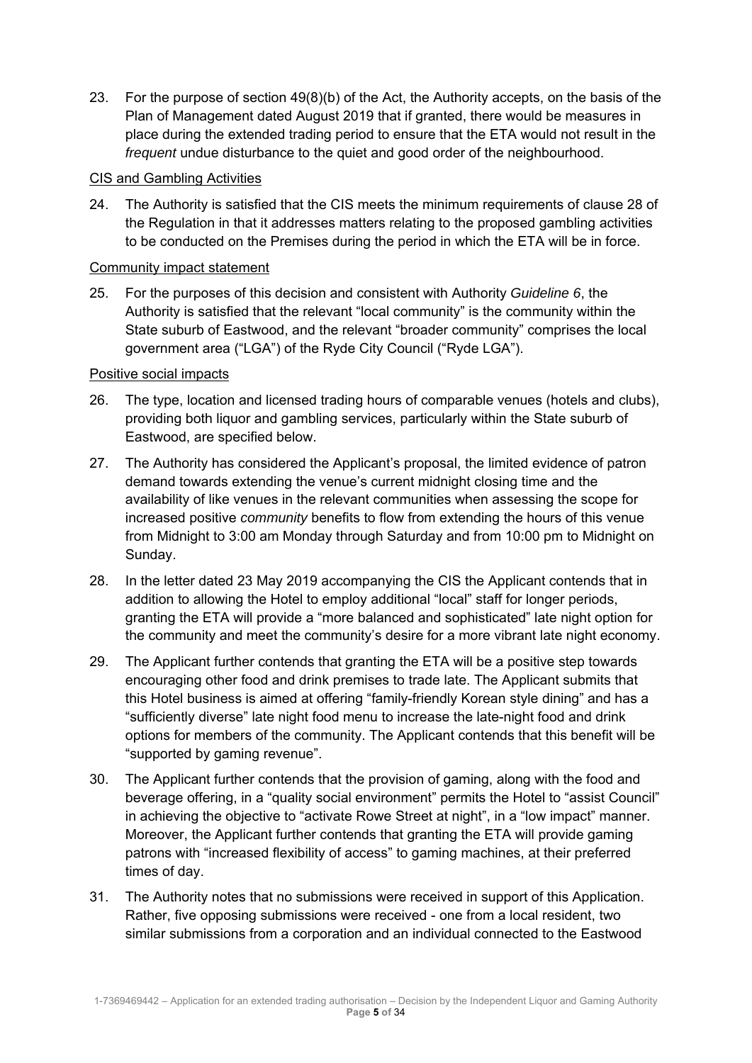23. For the purpose of section 49(8)(b) of the Act, the Authority accepts, on the basis of the Plan of Management dated August 2019 that if granted, there would be measures in place during the extended trading period to ensure that the ETA would not result in the *frequent* undue disturbance to the quiet and good order of the neighbourhood.

CIS and Gambling Activities

24. The Authority is satisfied that the CIS meets the minimum requirements of clause 28 of the Regulation in that it addresses matters relating to the proposed gambling activities to be conducted on the Premises during the period in which the ETA will be in force.

Community impact statement

25. For the purposes of this decision and consistent with Authority *Guideline 6*, the Authority is satisfied that the relevant "local community" is the community within the State suburb of Eastwood, and the relevant "broader community" comprises the local government area ("LGA") of the Ryde City Council ("Ryde LGA").

Positive social impacts

26. The type, location and licensed trading hours of comparable venues (hotels and clubs), providing both liquor and gambling services, particularly within the State suburb of Eastwood, are specified below.

27. The Authority has considered the Applicant's proposal, the limited evidence of patron demand towards extending the venue's current midnight closing time and the availability of like venues in the relevant communities when assessing the scope for increased positive *community* benefits to flow from extending the hours of this venue from Midnight to 3:00 am Monday through Saturday and from 10:00 pm to Midnight on Sunday.

28. In the letter dated 23 May 2019 accompanying the CIS the Applicant contends that in addition to allowing the Hotel to employ additional "local" staff for longer periods, granting the ETA will provide a "more balanced and sophisticated" late night option for the community and meet the community's desire for a more vibrant late night economy.

29. The Applicant further contends that granting the ETA will be a positive step towards encouraging other food and drink premises to trade late. The Applicant submits that this Hotel business is aimed at offering "family-friendly Korean style dining" and has a "sufficiently diverse" late night food menu to increase the late-night food and drink options for members of the community. The Applicant contends that this benefit will be "supported by gaming revenue".

30. The Applicant further contends that the provision of gaming, along with the food and beverage offering, in a "quality social environment" permits the Hotel to "assist Council" in achieving the objective to "activate Rowe Street at night", in a "low impact" manner. Moreover, the Applicant further contends that granting the ETA will provide gaming patrons with "increased flexibility of access" to gaming machines, at their preferred times of day.

31. The Authority notes that no submissions were received in support of this Application. Rather, five opposing submissions were received - one from a local resident, two similar submissions from a corporation and an individual connected to the Eastwood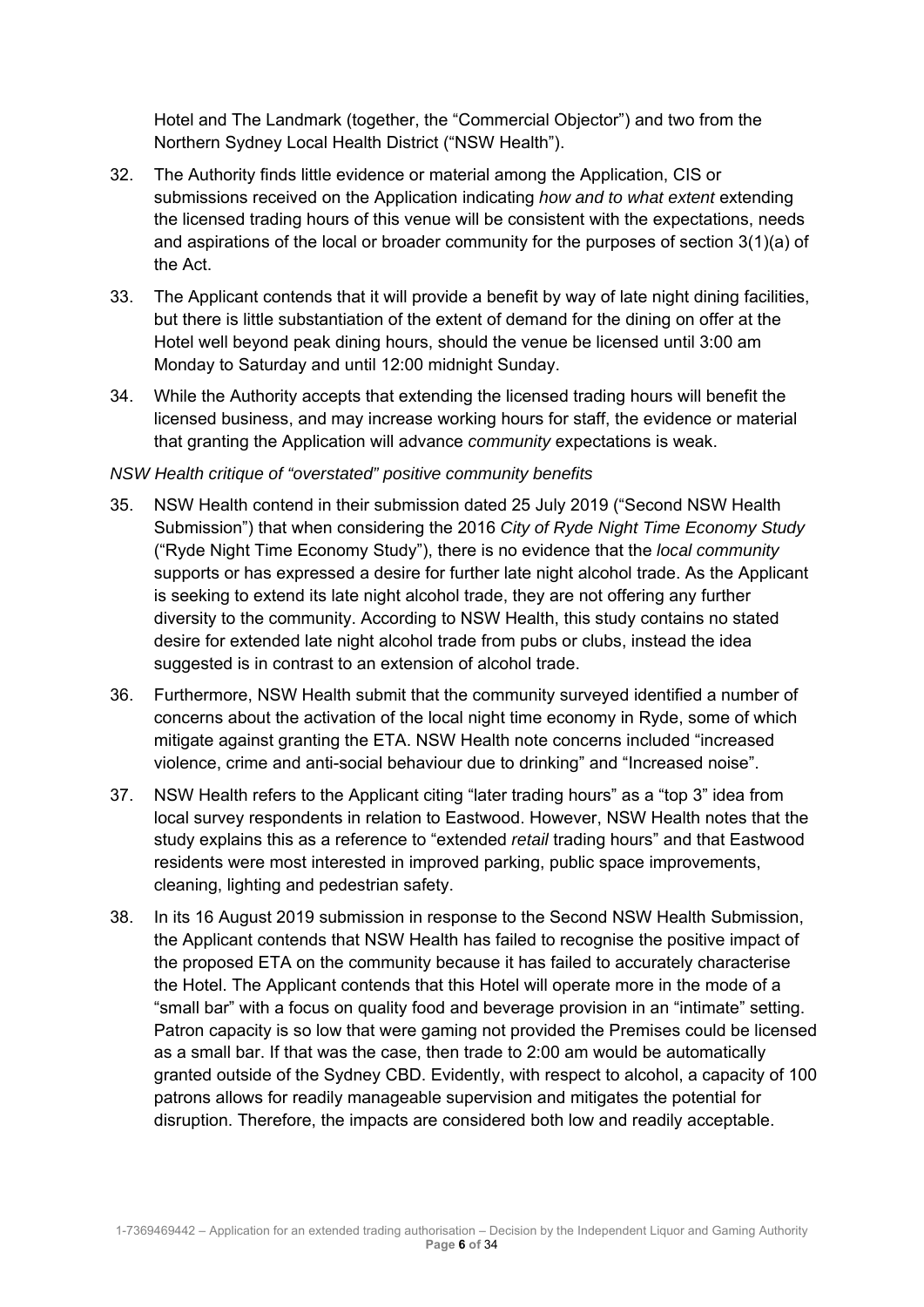Hotel and The Landmark (together, the "Commercial Objector") and two from the Northern Sydney Local Health District ("NSW Health").

32. The Authority finds little evidence or material among the Application, CIS or submissions received on the Application indicating *how and to what extent* extending the licensed trading hours of this venue will be consistent with the expectations, needs and aspirations of the local or broader community for the purposes of section 3(1)(a) of the Act.

33. The Applicant contends that it will provide a benefit by way of late night dining facilities, but there is little substantiation of the extent of demand for the dining on offer at the Hotel well beyond peak dining hours, should the venue be licensed until 3:00 am Monday to Saturday and until 12:00 midnight Sunday.

34. While the Authority accepts that extending the licensed trading hours will benefit the licensed business, and may increase working hours for staff, the evidence or material that granting the Application will advance *community* expectations is weak.

*NSW Health critique of "overstated" positive community benefits*

35. NSW Health contend in their submission dated 25 July 2019 ("Second NSW Health Submission") that when considering the 2016 *City of Ryde Night Time Economy Study* ("Ryde Night Time Economy Study"), there is no evidence that the *local community* supports or has expressed a desire for further late night alcohol trade. As the Applicant is seeking to extend its late night alcohol trade, they are not offering any further diversity to the community. According to NSW Health, this study contains no stated desire for extended late night alcohol trade from pubs or clubs, instead the idea suggested is in contrast to an extension of alcohol trade.

36. Furthermore, NSW Health submit that the community surveyed identified a number of concerns about the activation of the local night time economy in Ryde, some of which mitigate against granting the ETA. NSW Health note concerns included "increased violence, crime and anti-social behaviour due to drinking" and "Increased noise".

37. NSW Health refers to the Applicant citing "later trading hours" as a "top 3" idea from local survey respondents in relation to Eastwood. However, NSW Health notes that the study explains this as a reference to "extended *retail* trading hours" and that Eastwood residents were most interested in improved parking, public space improvements, cleaning, lighting and pedestrian safety.

38. In its 16 August 2019 submission in response to the Second NSW Health Submission, the Applicant contends that NSW Health has failed to recognise the positive impact of the proposed ETA on the community because it has failed to accurately characterise the Hotel. The Applicant contends that this Hotel will operate more in the mode of a "small bar" with a focus on quality food and beverage provision in an "intimate" setting. Patron capacity is so low that were gaming not provided the Premises could be licensed as a small bar. If that was the case, then trade to 2:00 am would be automatically granted outside of the Sydney CBD. Evidently, with respect to alcohol, a capacity of 100 patrons allows for readily manageable supervision and mitigates the potential for disruption. Therefore, the impacts are considered both low and readily acceptable.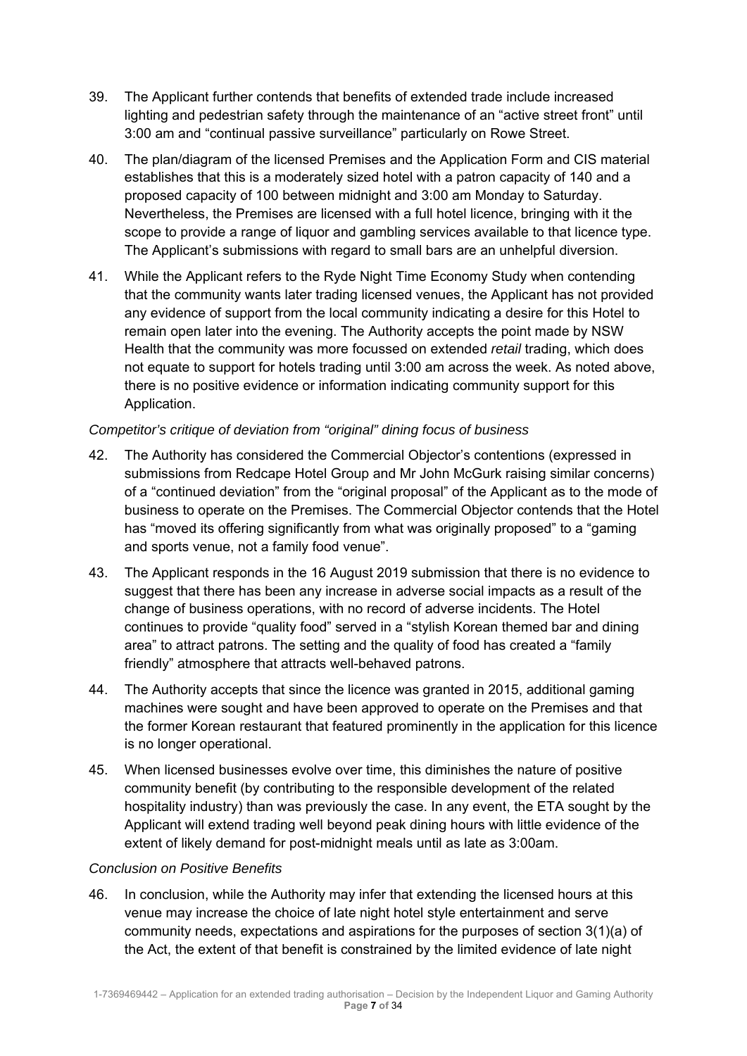39. The Applicant further contends that benefits of extended trade include increased lighting and pedestrian safety through the maintenance of an "active street front" until 3:00 am and "continual passive surveillance" particularly on Rowe Street.

40. The plan/diagram of the licensed Premises and the Application Form and CIS material establishes that this is a moderately sized hotel with a patron capacity of 140 and a proposed capacity of 100 between midnight and 3:00 am Monday to Saturday. Nevertheless, the Premises are licensed with a full hotel licence, bringing with it the scope to provide a range of liquor and gambling services available to that licence type. The Applicant's submissions with regard to small bars are an unhelpful diversion.

41. While the Applicant refers to the Ryde Night Time Economy Study when contending that the community wants later trading licensed venues, the Applicant has not provided any evidence of support from the local community indicating a desire for this Hotel to remain open later into the evening. The Authority accepts the point made by NSW Health that the community was more focussed on extended *retail* trading, which does not equate to support for hotels trading until 3:00 am across the week. As noted above, there is no positive evidence or information indicating community support for this Application.

*Competitor's critique of deviation from "original" dining focus of business*

42. The Authority has considered the Commercial Objector's contentions (expressed in submissions from Redcape Hotel Group and Mr John McGurk raising similar concerns) of a "continued deviation" from the "original proposal" of the Applicant as to the mode of business to operate on the Premises. The Commercial Objector contends that the Hotel has "moved its offering significantly from what was originally proposed" to a "gaming and sports venue, not a family food venue".

43. The Applicant responds in the 16 August 2019 submission that there is no evidence to suggest that there has been any increase in adverse social impacts as a result of the change of business operations, with no record of adverse incidents. The Hotel continues to provide "quality food" served in a "stylish Korean themed bar and dining area" to attract patrons. The setting and the quality of food has created a "family friendly" atmosphere that attracts well-behaved patrons.

44. The Authority accepts that since the licence was granted in 2015, additional gaming machines were sought and have been approved to operate on the Premises and that the former Korean restaurant that featured prominently in the application for this licence is no longer operational.

45. When licensed businesses evolve over time, this diminishes the nature of positive community benefit (by contributing to the responsible development of the related hospitality industry) than was previously the case. In any event, the ETA sought by the Applicant will extend trading well beyond peak dining hours with little evidence of the extent of likely demand for post-midnight meals until as late as 3:00am.

*Conclusion on Positive Benefits*

46. In conclusion, while the Authority may infer that extending the licensed hours at this venue may increase the choice of late night hotel style entertainment and serve community needs, expectations and aspirations for the purposes of section 3(1)(a) of the Act, the extent of that benefit is constrained by the limited evidence of late night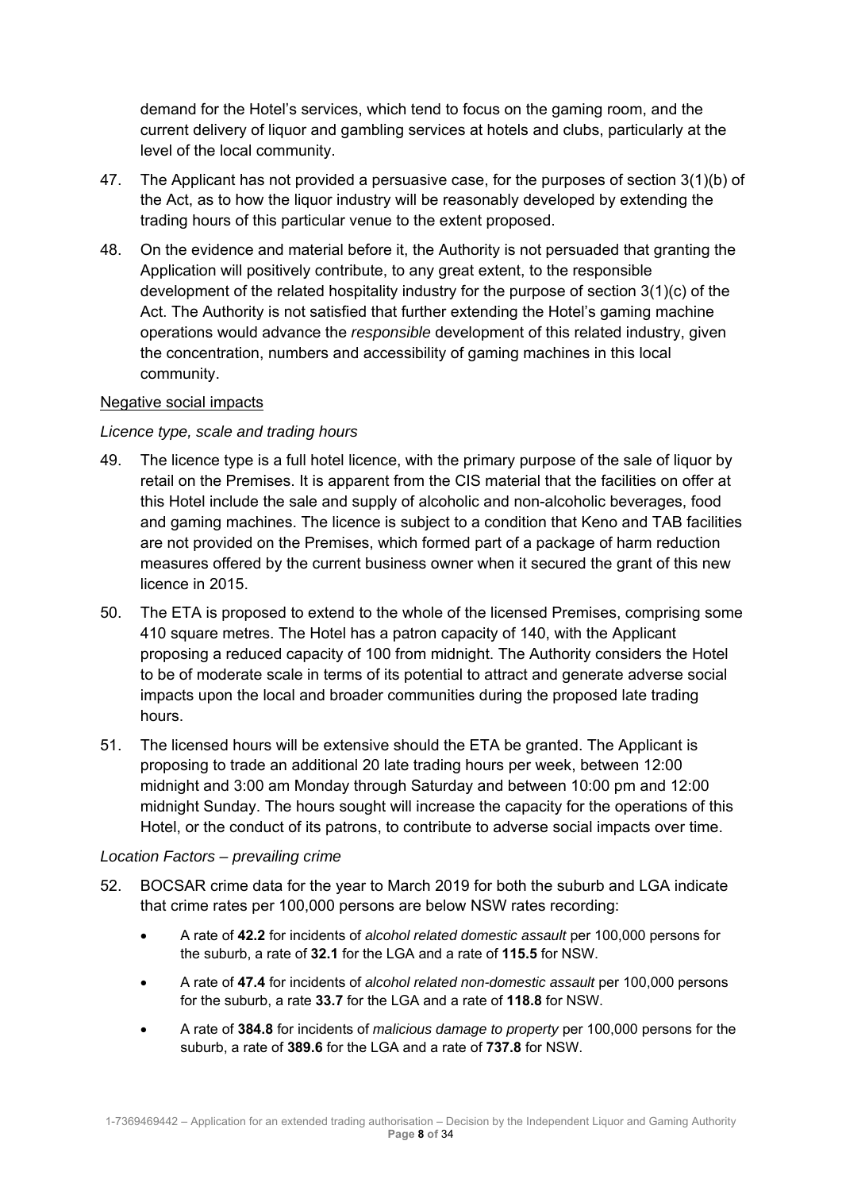demand for the Hotel's services, which tend to focus on the gaming room, and the current delivery of liquor and gambling services at hotels and clubs, particularly at the level of the local community.

47. The Applicant has not provided a persuasive case, for the purposes of section 3(1)(b) of the Act, as to how the liquor industry will be reasonably developed by extending the trading hours of this particular venue to the extent proposed.

48. On the evidence and material before it, the Authority is not persuaded that granting the Application will positively contribute, to any great extent, to the responsible development of the related hospitality industry for the purpose of section 3(1)(c) of the Act. The Authority is not satisfied that further extending the Hotel's gaming machine operations would advance the *responsible* development of this related industry, given the concentration, numbers and accessibility of gaming machines in this local community.

Negative social impacts

*Licence type, scale and trading hours*

49. The licence type is a full hotel licence, with the primary purpose of the sale of liquor by retail on the Premises. It is apparent from the CIS material that the facilities on offer at this Hotel include the sale and supply of alcoholic and non-alcoholic beverages, food and gaming machines. The licence is subject to a condition that Keno and TAB facilities are not provided on the Premises, which formed part of a package of harm reduction measures offered by the current business owner when it secured the grant of this new licence in 2015.

50. The ETA is proposed to extend to the whole of the licensed Premises, comprising some 410 square metres. The Hotel has a patron capacity of 140, with the Applicant proposing a reduced capacity of 100 from midnight. The Authority considers the Hotel to be of moderate scale in terms of its potential to attract and generate adverse social impacts upon the local and broader communities during the proposed late trading hours.

51. The licensed hours will be extensive should the ETA be granted. The Applicant is proposing to trade an additional 20 late trading hours per week, between 12:00 midnight and 3:00 am Monday through Saturday and between 10:00 pm and 12:00 midnight Sunday. The hours sought will increase the capacity for the operations of this Hotel, or the conduct of its patrons, to contribute to adverse social impacts over time.

*Location Factors – prevailing crime*

52. BOCSAR crime data for the year to March 2019 for both the suburb and LGA indicate that crime rates per 100,000 persons are below NSW rates recording:

    - A rate of **42.2** for incidents of *alcohol related domestic assault* per 100,000 persons for the suburb, a rate of **32.1** for the LGA and a rate of **115.5** for NSW.
    - A rate of **47.4** for incidents of *alcohol related non-domestic assault* per 100,000 persons for the suburb, a rate **33.7** for the LGA and a rate of **118.8** for NSW.
    - A rate of **384.8** for incidents of *malicious damage to property* per 100,000 persons for the suburb, a rate of **389.6** for the LGA and a rate of **737.8** for NSW.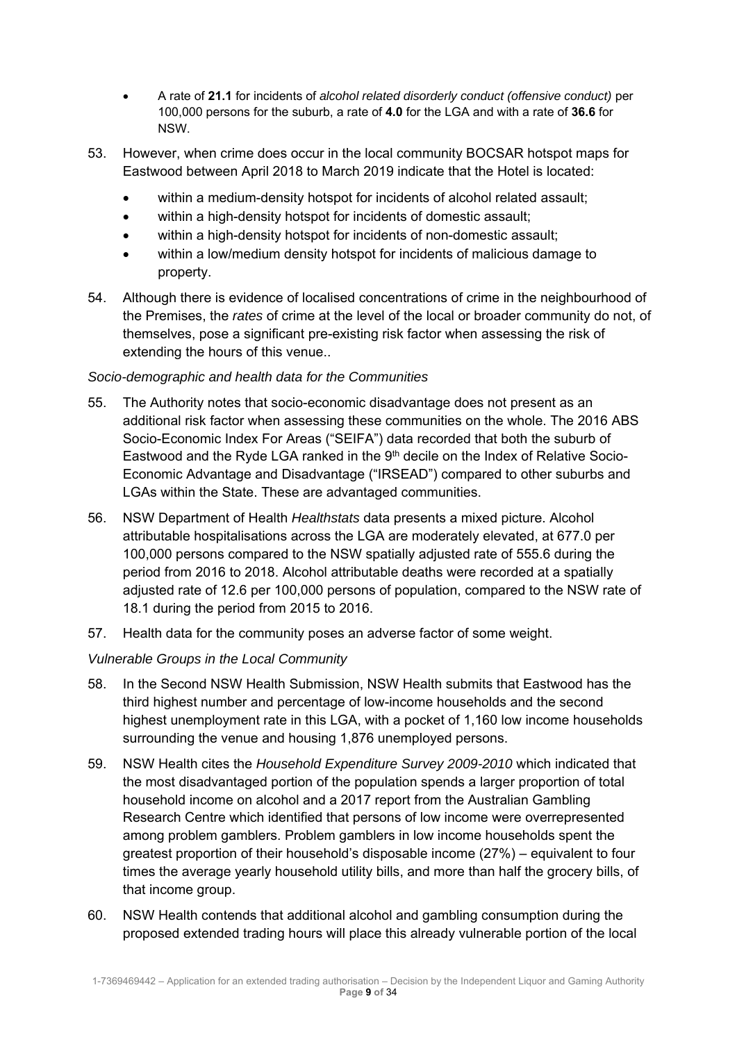- A rate of **21.1** for incidents of *alcohol related disorderly conduct (offensive conduct)* per 100,000 persons for the suburb, a rate of **4.0** for the LGA and with a rate of **36.6** for NSW.

53. However, when crime does occur in the local community BOCSAR hotspot maps for Eastwood between April 2018 to March 2019 indicate that the Hotel is located:

    - within a medium-density hotspot for incidents of alcohol related assault;
    - within a high-density hotspot for incidents of domestic assault;
    - within a high-density hotspot for incidents of non-domestic assault;
    - within a low/medium density hotspot for incidents of malicious damage to property.

54. Although there is evidence of localised concentrations of crime in the neighbourhood of the Premises, the *rates* of crime at the level of the local or broader community do not, of themselves, pose a significant pre-existing risk factor when assessing the risk of extending the hours of this venue..

*Socio-demographic and health data for the Communities*

55. The Authority notes that socio-economic disadvantage does not present as an additional risk factor when assessing these communities on the whole. The 2016 ABS Socio-Economic Index For Areas ("SEIFA") data recorded that both the suburb of Eastwood and the Ryde LGA ranked in the 9th decile on the Index of Relative Socio-Economic Advantage and Disadvantage ("IRSEAD") compared to other suburbs and LGAs within the State. These are advantaged communities.

56. NSW Department of Health *Healthstats* data presents a mixed picture. Alcohol attributable hospitalisations across the LGA are moderately elevated, at 677.0 per 100,000 persons compared to the NSW spatially adjusted rate of 555.6 during the period from 2016 to 2018. Alcohol attributable deaths were recorded at a spatially adjusted rate of 12.6 per 100,000 persons of population, compared to the NSW rate of 18.1 during the period from 2015 to 2016.

57. Health data for the community poses an adverse factor of some weight.

*Vulnerable Groups in the Local Community*

58. In the Second NSW Health Submission, NSW Health submits that Eastwood has the third highest number and percentage of low-income households and the second highest unemployment rate in this LGA, with a pocket of 1,160 low income households surrounding the venue and housing 1,876 unemployed persons.

59. NSW Health cites the *Household Expenditure Survey 2009-2010* which indicated that the most disadvantaged portion of the population spends a larger proportion of total household income on alcohol and a 2017 report from the Australian Gambling Research Centre which identified that persons of low income were overrepresented among problem gamblers. Problem gamblers in low income households spent the greatest proportion of their household's disposable income (27%) – equivalent to four times the average yearly household utility bills, and more than half the grocery bills, of that income group.

60. NSW Health contends that additional alcohol and gambling consumption during the proposed extended trading hours will place this already vulnerable portion of the local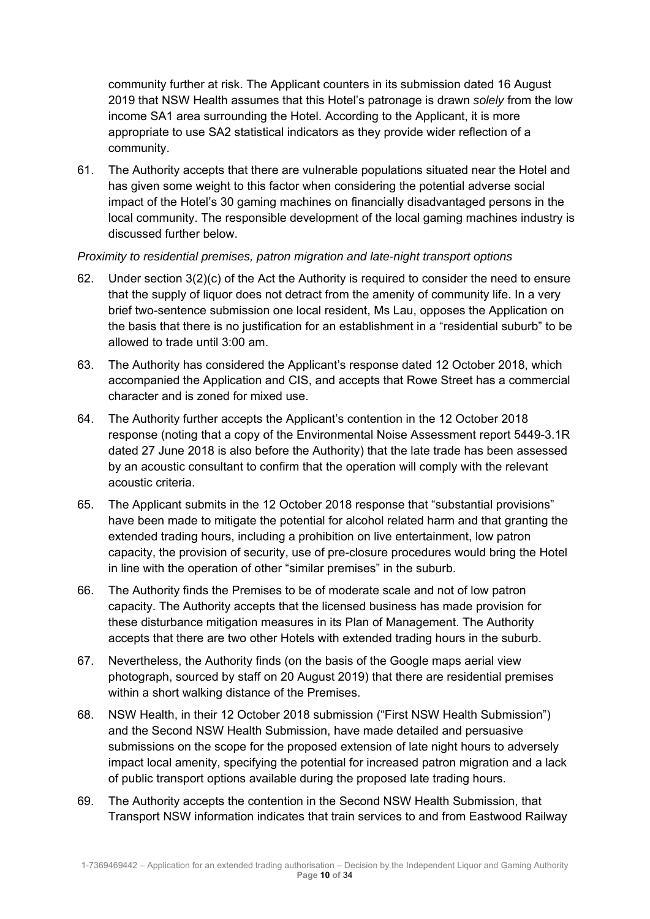community further at risk. The Applicant counters in its submission dated 16 August 2019 that NSW Health assumes that this Hotel's patronage is drawn *solely* from the low income SA1 area surrounding the Hotel. According to the Applicant, it is more appropriate to use SA2 statistical indicators as they provide wider reflection of a community.

61. The Authority accepts that there are vulnerable populations situated near the Hotel and has given some weight to this factor when considering the potential adverse social impact of the Hotel's 30 gaming machines on financially disadvantaged persons in the local community. The responsible development of the local gaming machines industry is discussed further below.

*Proximity to residential premises, patron migration and late-night transport options*

62. Under section 3(2)(c) of the Act the Authority is required to consider the need to ensure that the supply of liquor does not detract from the amenity of community life. In a very brief two-sentence submission one local resident, Ms Lau, opposes the Application on the basis that there is no justification for an establishment in a "residential suburb" to be allowed to trade until 3:00 am.

63. The Authority has considered the Applicant's response dated 12 October 2018, which accompanied the Application and CIS, and accepts that Rowe Street has a commercial character and is zoned for mixed use.

64. The Authority further accepts the Applicant's contention in the 12 October 2018 response (noting that a copy of the Environmental Noise Assessment report 5449-3.1R dated 27 June 2018 is also before the Authority) that the late trade has been assessed by an acoustic consultant to confirm that the operation will comply with the relevant acoustic criteria.

65. The Applicant submits in the 12 October 2018 response that "substantial provisions" have been made to mitigate the potential for alcohol related harm and that granting the extended trading hours, including a prohibition on live entertainment, low patron capacity, the provision of security, use of pre-closure procedures would bring the Hotel in line with the operation of other "similar premises" in the suburb.

66. The Authority finds the Premises to be of moderate scale and not of low patron capacity. The Authority accepts that the licensed business has made provision for these disturbance mitigation measures in its Plan of Management. The Authority accepts that there are two other Hotels with extended trading hours in the suburb.

67. Nevertheless, the Authority finds (on the basis of the Google maps aerial view photograph, sourced by staff on 20 August 2019) that there are residential premises within a short walking distance of the Premises.

68. NSW Health, in their 12 October 2018 submission ("First NSW Health Submission") and the Second NSW Health Submission, have made detailed and persuasive submissions on the scope for the proposed extension of late night hours to adversely impact local amenity, specifying the potential for increased patron migration and a lack of public transport options available during the proposed late trading hours.

69. The Authority accepts the contention in the Second NSW Health Submission, that Transport NSW information indicates that train services to and from Eastwood Railway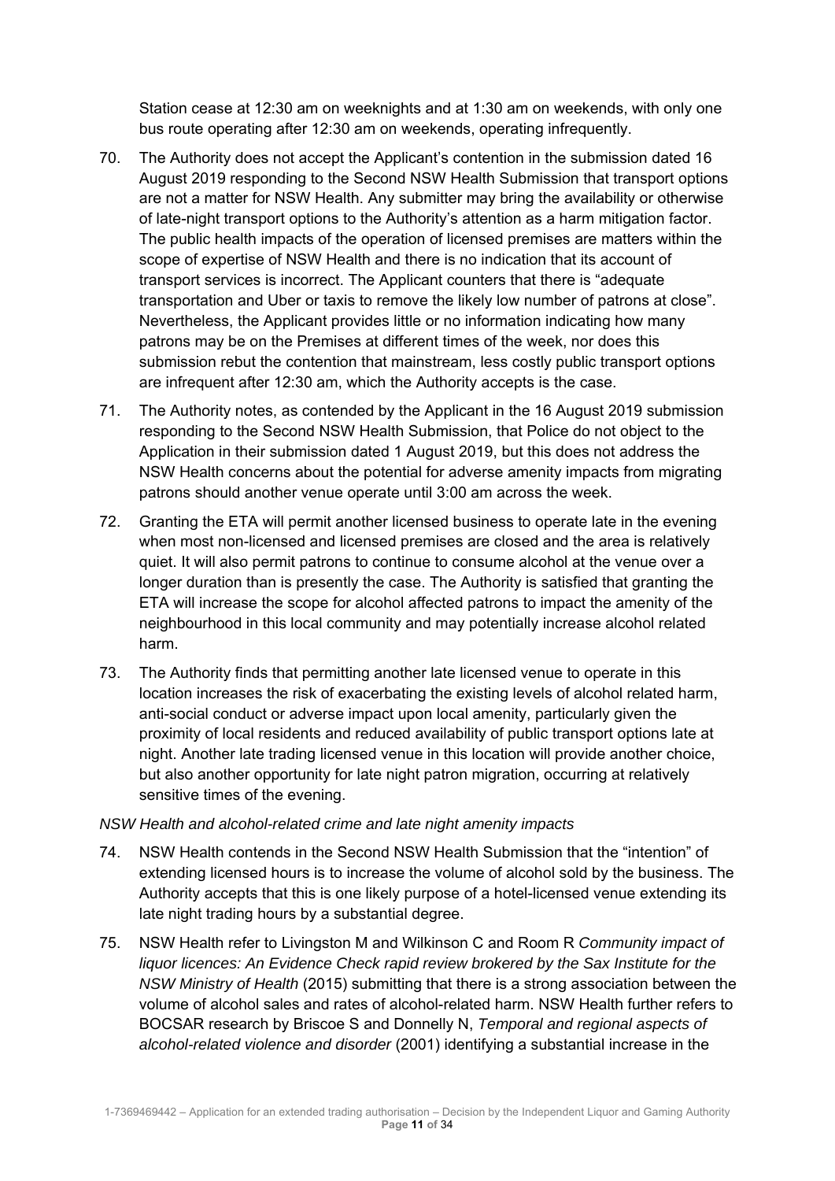Station cease at 12:30 am on weeknights and at 1:30 am on weekends, with only one bus route operating after 12:30 am on weekends, operating infrequently.

70. The Authority does not accept the Applicant's contention in the submission dated 16 August 2019 responding to the Second NSW Health Submission that transport options are not a matter for NSW Health. Any submitter may bring the availability or otherwise of late-night transport options to the Authority's attention as a harm mitigation factor. The public health impacts of the operation of licensed premises are matters within the scope of expertise of NSW Health and there is no indication that its account of transport services is incorrect. The Applicant counters that there is "adequate transportation and Uber or taxis to remove the likely low number of patrons at close". Nevertheless, the Applicant provides little or no information indicating how many patrons may be on the Premises at different times of the week, nor does this submission rebut the contention that mainstream, less costly public transport options are infrequent after 12:30 am, which the Authority accepts is the case.

71. The Authority notes, as contended by the Applicant in the 16 August 2019 submission responding to the Second NSW Health Submission, that Police do not object to the Application in their submission dated 1 August 2019, but this does not address the NSW Health concerns about the potential for adverse amenity impacts from migrating patrons should another venue operate until 3:00 am across the week.

72. Granting the ETA will permit another licensed business to operate late in the evening when most non-licensed and licensed premises are closed and the area is relatively quiet. It will also permit patrons to continue to consume alcohol at the venue over a longer duration than is presently the case. The Authority is satisfied that granting the ETA will increase the scope for alcohol affected patrons to impact the amenity of the neighbourhood in this local community and may potentially increase alcohol related harm.

73. The Authority finds that permitting another late licensed venue to operate in this location increases the risk of exacerbating the existing levels of alcohol related harm, anti-social conduct or adverse impact upon local amenity, particularly given the proximity of local residents and reduced availability of public transport options late at night. Another late trading licensed venue in this location will provide another choice, but also another opportunity for late night patron migration, occurring at relatively sensitive times of the evening.

*NSW Health and alcohol-related crime and late night amenity impacts*

74. NSW Health contends in the Second NSW Health Submission that the "intention" of extending licensed hours is to increase the volume of alcohol sold by the business. The Authority accepts that this is one likely purpose of a hotel-licensed venue extending its late night trading hours by a substantial degree.

75. NSW Health refer to Livingston M and Wilkinson C and Room R *Community impact of liquor licences: An Evidence Check rapid review brokered by the Sax Institute for the NSW Ministry of Health* (2015) submitting that there is a strong association between the volume of alcohol sales and rates of alcohol-related harm. NSW Health further refers to BOCSAR research by Briscoe S and Donnelly N, *Temporal and regional aspects of alcohol-related violence and disorder* (2001) identifying a substantial increase in the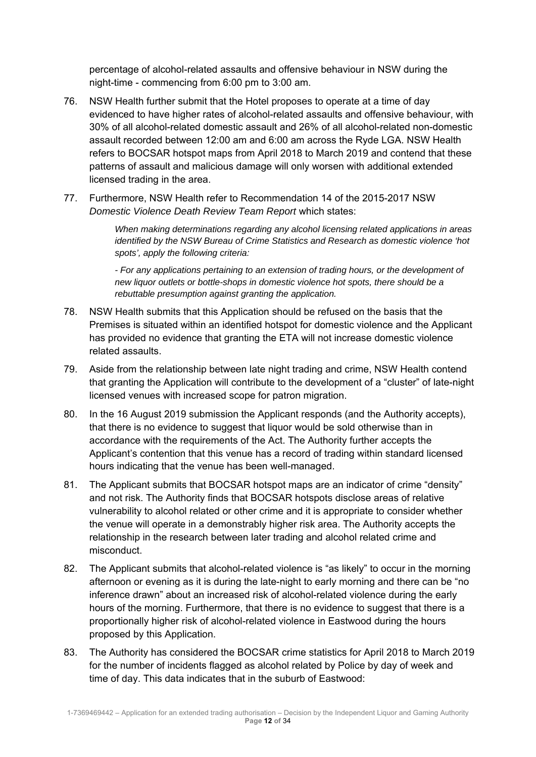percentage of alcohol-related assaults and offensive behaviour in NSW during the night-time - commencing from 6:00 pm to 3:00 am.

76. NSW Health further submit that the Hotel proposes to operate at a time of day evidenced to have higher rates of alcohol-related assaults and offensive behaviour, with 30% of all alcohol-related domestic assault and 26% of all alcohol-related non-domestic assault recorded between 12:00 am and 6:00 am across the Ryde LGA. NSW Health refers to BOCSAR hotspot maps from April 2018 to March 2019 and contend that these patterns of assault and malicious damage will only worsen with additional extended licensed trading in the area.

77. Furthermore, NSW Health refer to Recommendation 14 of the 2015-2017 NSW *Domestic Violence Death Review Team Report* which states:

    *When making determinations regarding any alcohol licensing related applications in areas identified by the NSW Bureau of Crime Statistics and Research as domestic violence 'hot spots', apply the following criteria:*

    *- For any applications pertaining to an extension of trading hours, or the development of new liquor outlets or bottle-shops in domestic violence hot spots, there should be a rebuttable presumption against granting the application.*

78. NSW Health submits that this Application should be refused on the basis that the Premises is situated within an identified hotspot for domestic violence and the Applicant has provided no evidence that granting the ETA will not increase domestic violence related assaults.

79. Aside from the relationship between late night trading and crime, NSW Health contend that granting the Application will contribute to the development of a "cluster" of late-night licensed venues with increased scope for patron migration.

80. In the 16 August 2019 submission the Applicant responds (and the Authority accepts), that there is no evidence to suggest that liquor would be sold otherwise than in accordance with the requirements of the Act. The Authority further accepts the Applicant's contention that this venue has a record of trading within standard licensed hours indicating that the venue has been well-managed.

81. The Applicant submits that BOCSAR hotspot maps are an indicator of crime "density" and not risk. The Authority finds that BOCSAR hotspots disclose areas of relative vulnerability to alcohol related or other crime and it is appropriate to consider whether the venue will operate in a demonstrably higher risk area. The Authority accepts the relationship in the research between later trading and alcohol related crime and misconduct.

82. The Applicant submits that alcohol-related violence is "as likely" to occur in the morning afternoon or evening as it is during the late-night to early morning and there can be "no inference drawn" about an increased risk of alcohol-related violence during the early hours of the morning. Furthermore, that there is no evidence to suggest that there is a proportionally higher risk of alcohol-related violence in Eastwood during the hours proposed by this Application.

83. The Authority has considered the BOCSAR crime statistics for April 2018 to March 2019 for the number of incidents flagged as alcohol related by Police by day of week and time of day. This data indicates that in the suburb of Eastwood: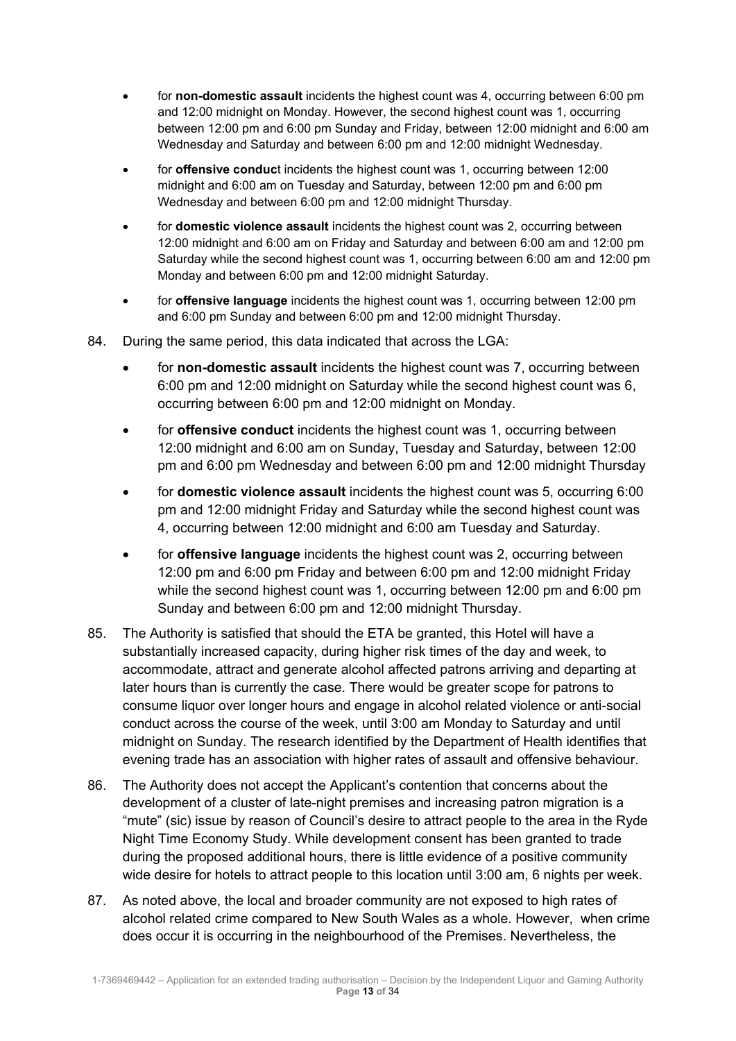- for **non-domestic assault** incidents the highest count was 4, occurring between 6:00 pm and 12:00 midnight on Monday. However, the second highest count was 1, occurring between 12:00 pm and 6:00 pm Sunday and Friday, between 12:00 midnight and 6:00 am Wednesday and Saturday and between 6:00 pm and 12:00 midnight Wednesday.
- for **offensive conduc**t incidents the highest count was 1, occurring between 12:00 midnight and 6:00 am on Tuesday and Saturday, between 12:00 pm and 6:00 pm Wednesday and between 6:00 pm and 12:00 midnight Thursday.
- for **domestic violence assault** incidents the highest count was 2, occurring between 12:00 midnight and 6:00 am on Friday and Saturday and between 6:00 am and 12:00 pm Saturday while the second highest count was 1, occurring between 6:00 am and 12:00 pm Monday and between 6:00 pm and 12:00 midnight Saturday.
- for **offensive language** incidents the highest count was 1, occurring between 12:00 pm and 6:00 pm Sunday and between 6:00 pm and 12:00 midnight Thursday.

84. During the same period, this data indicated that across the LGA:

- for **non-domestic assault** incidents the highest count was 7, occurring between 6:00 pm and 12:00 midnight on Saturday while the second highest count was 6, occurring between 6:00 pm and 12:00 midnight on Monday.
- for **offensive conduct** incidents the highest count was 1, occurring between 12:00 midnight and 6:00 am on Sunday, Tuesday and Saturday, between 12:00 pm and 6:00 pm Wednesday and between 6:00 pm and 12:00 midnight Thursday
- for **domestic violence assault** incidents the highest count was 5, occurring 6:00 pm and 12:00 midnight Friday and Saturday while the second highest count was 4, occurring between 12:00 midnight and 6:00 am Tuesday and Saturday.
- for **offensive language** incidents the highest count was 2, occurring between 12:00 pm and 6:00 pm Friday and between 6:00 pm and 12:00 midnight Friday while the second highest count was 1, occurring between 12:00 pm and 6:00 pm Sunday and between 6:00 pm and 12:00 midnight Thursday.

85. The Authority is satisfied that should the ETA be granted, this Hotel will have a substantially increased capacity, during higher risk times of the day and week, to accommodate, attract and generate alcohol affected patrons arriving and departing at later hours than is currently the case. There would be greater scope for patrons to consume liquor over longer hours and engage in alcohol related violence or anti-social conduct across the course of the week, until 3:00 am Monday to Saturday and until midnight on Sunday. The research identified by the Department of Health identifies that evening trade has an association with higher rates of assault and offensive behaviour.

86. The Authority does not accept the Applicant's contention that concerns about the development of a cluster of late-night premises and increasing patron migration is a "mute" (sic) issue by reason of Council's desire to attract people to the area in the Ryde Night Time Economy Study. While development consent has been granted to trade during the proposed additional hours, there is little evidence of a positive community wide desire for hotels to attract people to this location until 3:00 am, 6 nights per week.

87. As noted above, the local and broader community are not exposed to high rates of alcohol related crime compared to New South Wales as a whole. However, when crime does occur it is occurring in the neighbourhood of the Premises. Nevertheless, the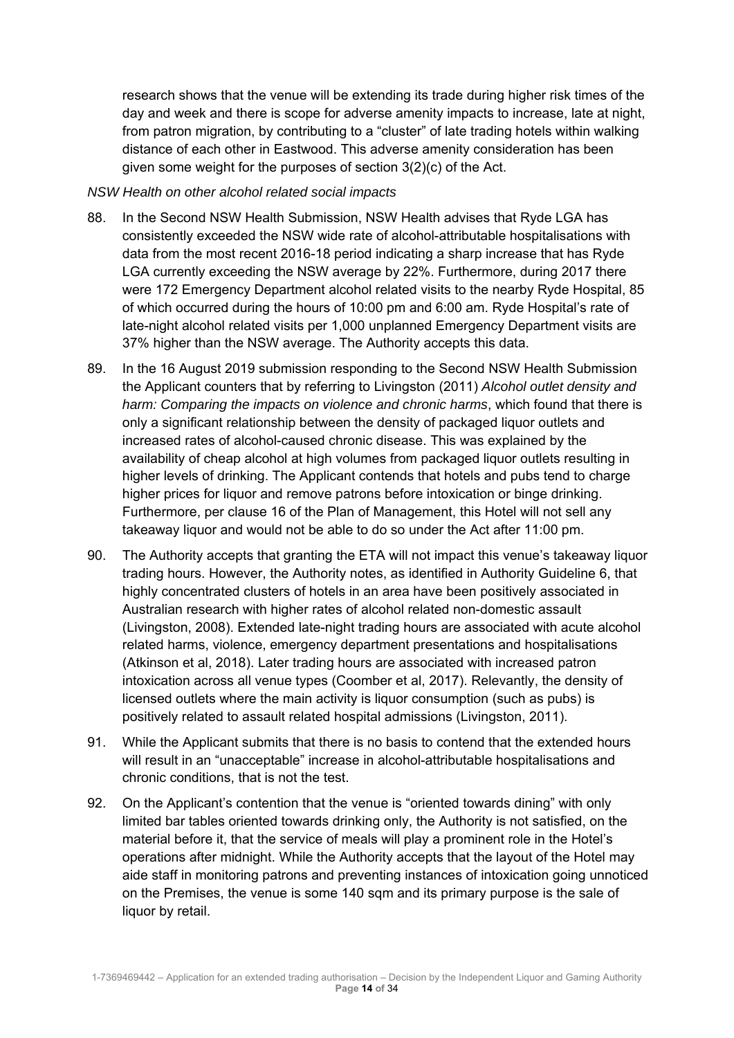research shows that the venue will be extending its trade during higher risk times of the day and week and there is scope for adverse amenity impacts to increase, late at night, from patron migration, by contributing to a "cluster" of late trading hotels within walking distance of each other in Eastwood. This adverse amenity consideration has been given some weight for the purposes of section 3(2)(c) of the Act.

*NSW Health on other alcohol related social impacts*

88. In the Second NSW Health Submission, NSW Health advises that Ryde LGA has consistently exceeded the NSW wide rate of alcohol-attributable hospitalisations with data from the most recent 2016-18 period indicating a sharp increase that has Ryde LGA currently exceeding the NSW average by 22%. Furthermore, during 2017 there were 172 Emergency Department alcohol related visits to the nearby Ryde Hospital, 85 of which occurred during the hours of 10:00 pm and 6:00 am. Ryde Hospital's rate of late-night alcohol related visits per 1,000 unplanned Emergency Department visits are 37% higher than the NSW average. The Authority accepts this data.

89. In the 16 August 2019 submission responding to the Second NSW Health Submission the Applicant counters that by referring to Livingston (2011) *Alcohol outlet density and harm: Comparing the impacts on violence and chronic harms*, which found that there is only a significant relationship between the density of packaged liquor outlets and increased rates of alcohol-caused chronic disease. This was explained by the availability of cheap alcohol at high volumes from packaged liquor outlets resulting in higher levels of drinking. The Applicant contends that hotels and pubs tend to charge higher prices for liquor and remove patrons before intoxication or binge drinking. Furthermore, per clause 16 of the Plan of Management, this Hotel will not sell any takeaway liquor and would not be able to do so under the Act after 11:00 pm.

90. The Authority accepts that granting the ETA will not impact this venue's takeaway liquor trading hours. However, the Authority notes, as identified in Authority Guideline 6, that highly concentrated clusters of hotels in an area have been positively associated in Australian research with higher rates of alcohol related non-domestic assault (Livingston, 2008). Extended late-night trading hours are associated with acute alcohol related harms, violence, emergency department presentations and hospitalisations (Atkinson et al, 2018). Later trading hours are associated with increased patron intoxication across all venue types (Coomber et al, 2017). Relevantly, the density of licensed outlets where the main activity is liquor consumption (such as pubs) is positively related to assault related hospital admissions (Livingston, 2011).

91. While the Applicant submits that there is no basis to contend that the extended hours will result in an "unacceptable" increase in alcohol-attributable hospitalisations and chronic conditions, that is not the test.

92. On the Applicant's contention that the venue is "oriented towards dining" with only limited bar tables oriented towards drinking only, the Authority is not satisfied, on the material before it, that the service of meals will play a prominent role in the Hotel's operations after midnight. While the Authority accepts that the layout of the Hotel may aide staff in monitoring patrons and preventing instances of intoxication going unnoticed on the Premises, the venue is some 140 sqm and its primary purpose is the sale of liquor by retail.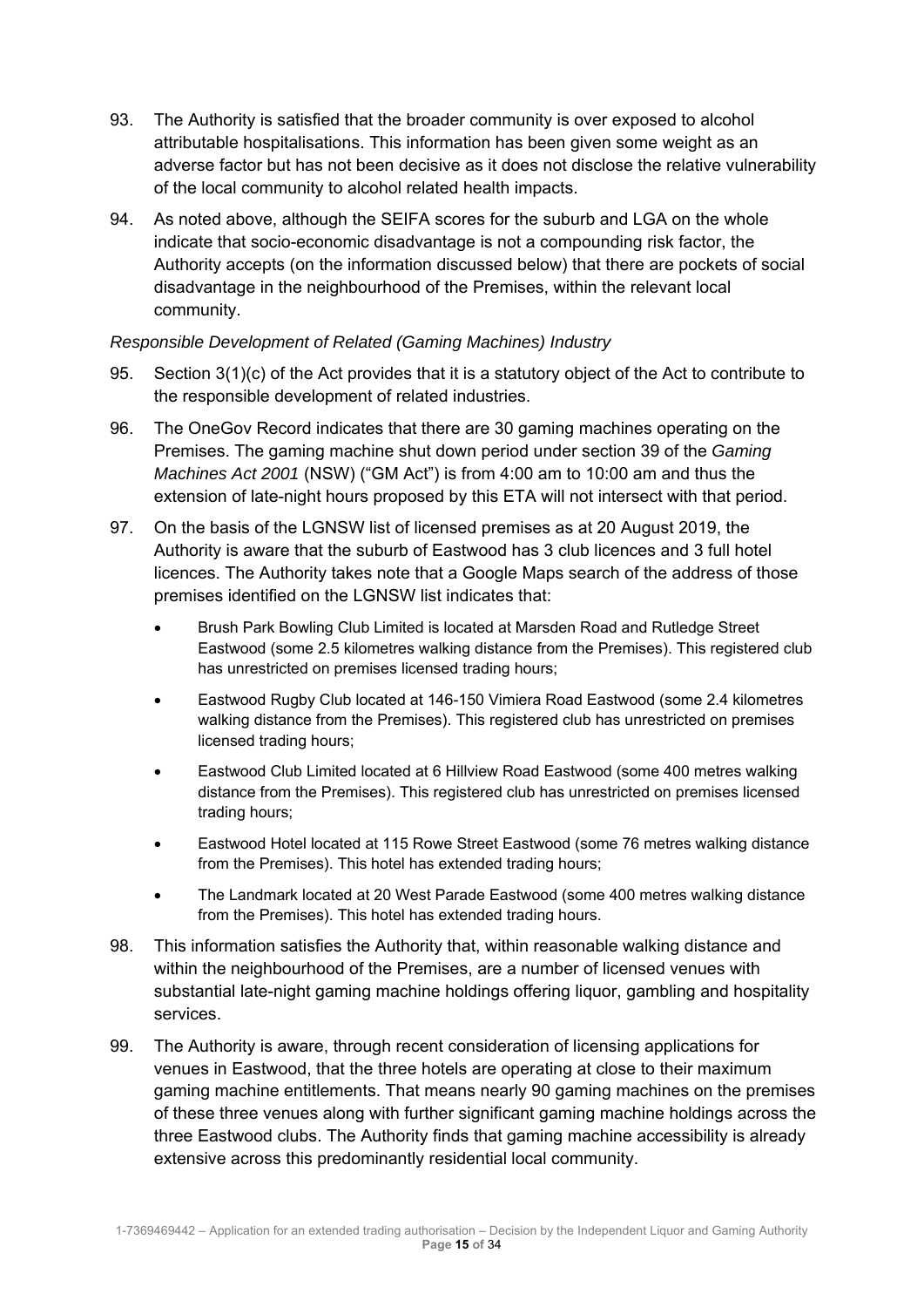93. The Authority is satisfied that the broader community is over exposed to alcohol attributable hospitalisations. This information has been given some weight as an adverse factor but has not been decisive as it does not disclose the relative vulnerability of the local community to alcohol related health impacts.

94. As noted above, although the SEIFA scores for the suburb and LGA on the whole indicate that socio-economic disadvantage is not a compounding risk factor, the Authority accepts (on the information discussed below) that there are pockets of social disadvantage in the neighbourhood of the Premises, within the relevant local community.

*Responsible Development of Related (Gaming Machines) Industry*

95. Section 3(1)(c) of the Act provides that it is a statutory object of the Act to contribute to the responsible development of related industries.

96. The OneGov Record indicates that there are 30 gaming machines operating on the Premises. The gaming machine shut down period under section 39 of the *Gaming Machines Act 2001* (NSW) ("GM Act") is from 4:00 am to 10:00 am and thus the extension of late-night hours proposed by this ETA will not intersect with that period.

97. On the basis of the LGNSW list of licensed premises as at 20 August 2019, the Authority is aware that the suburb of Eastwood has 3 club licences and 3 full hotel licences. The Authority takes note that a Google Maps search of the address of those premises identified on the LGNSW list indicates that:

   - Brush Park Bowling Club Limited is located at Marsden Road and Rutledge Street Eastwood (some 2.5 kilometres walking distance from the Premises). This registered club has unrestricted on premises licensed trading hours;
   - Eastwood Rugby Club located at 146-150 Vimiera Road Eastwood (some 2.4 kilometres walking distance from the Premises). This registered club has unrestricted on premises licensed trading hours;
   - Eastwood Club Limited located at 6 Hillview Road Eastwood (some 400 metres walking distance from the Premises). This registered club has unrestricted on premises licensed trading hours;
   - Eastwood Hotel located at 115 Rowe Street Eastwood (some 76 metres walking distance from the Premises). This hotel has extended trading hours;
   - The Landmark located at 20 West Parade Eastwood (some 400 metres walking distance from the Premises). This hotel has extended trading hours.

98. This information satisfies the Authority that, within reasonable walking distance and within the neighbourhood of the Premises, are a number of licensed venues with substantial late-night gaming machine holdings offering liquor, gambling and hospitality services.

99. The Authority is aware, through recent consideration of licensing applications for venues in Eastwood, that the three hotels are operating at close to their maximum gaming machine entitlements. That means nearly 90 gaming machines on the premises of these three venues along with further significant gaming machine holdings across the three Eastwood clubs. The Authority finds that gaming machine accessibility is already extensive across this predominantly residential local community.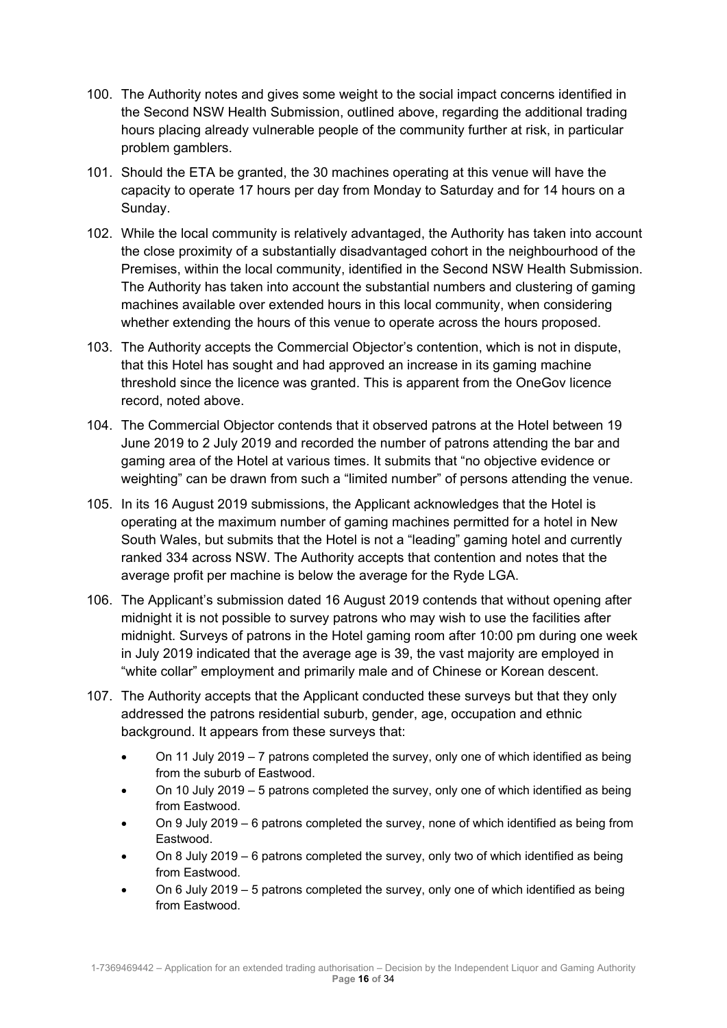100. The Authority notes and gives some weight to the social impact concerns identified in the Second NSW Health Submission, outlined above, regarding the additional trading hours placing already vulnerable people of the community further at risk, in particular problem gamblers.

101. Should the ETA be granted, the 30 machines operating at this venue will have the capacity to operate 17 hours per day from Monday to Saturday and for 14 hours on a Sunday.

102. While the local community is relatively advantaged, the Authority has taken into account the close proximity of a substantially disadvantaged cohort in the neighbourhood of the Premises, within the local community, identified in the Second NSW Health Submission. The Authority has taken into account the substantial numbers and clustering of gaming machines available over extended hours in this local community, when considering whether extending the hours of this venue to operate across the hours proposed.

103. The Authority accepts the Commercial Objector's contention, which is not in dispute, that this Hotel has sought and had approved an increase in its gaming machine threshold since the licence was granted. This is apparent from the OneGov licence record, noted above.

104. The Commercial Objector contends that it observed patrons at the Hotel between 19 June 2019 to 2 July 2019 and recorded the number of patrons attending the bar and gaming area of the Hotel at various times. It submits that "no objective evidence or weighting" can be drawn from such a "limited number" of persons attending the venue.

105. In its 16 August 2019 submissions, the Applicant acknowledges that the Hotel is operating at the maximum number of gaming machines permitted for a hotel in New South Wales, but submits that the Hotel is not a "leading" gaming hotel and currently ranked 334 across NSW. The Authority accepts that contention and notes that the average profit per machine is below the average for the Ryde LGA.

106. The Applicant's submission dated 16 August 2019 contends that without opening after midnight it is not possible to survey patrons who may wish to use the facilities after midnight. Surveys of patrons in the Hotel gaming room after 10:00 pm during one week in July 2019 indicated that the average age is 39, the vast majority are employed in "white collar" employment and primarily male and of Chinese or Korean descent.

107. The Authority accepts that the Applicant conducted these surveys but that they only addressed the patrons residential suburb, gender, age, occupation and ethnic background. It appears from these surveys that:

    - On 11 July 2019 – 7 patrons completed the survey, only one of which identified as being from the suburb of Eastwood.
    - On 10 July 2019 – 5 patrons completed the survey, only one of which identified as being from Eastwood.
    - On 9 July 2019 – 6 patrons completed the survey, none of which identified as being from Eastwood.
    - On 8 July 2019 – 6 patrons completed the survey, only two of which identified as being from Eastwood.
    - On 6 July 2019 – 5 patrons completed the survey, only one of which identified as being from Eastwood.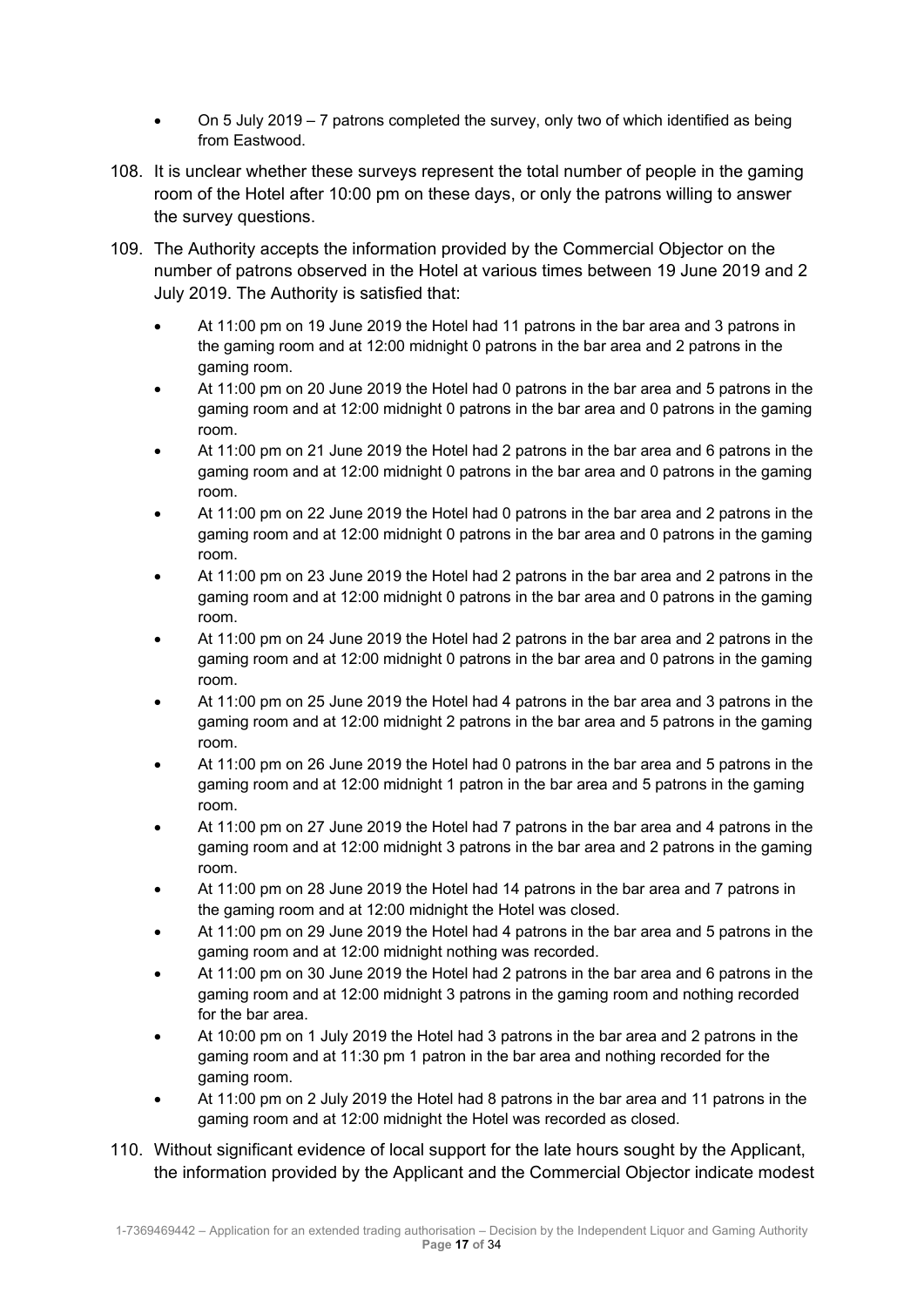- On 5 July 2019 – 7 patrons completed the survey, only two of which identified as being from Eastwood.

108. It is unclear whether these surveys represent the total number of people in the gaming room of the Hotel after 10:00 pm on these days, or only the patrons willing to answer the survey questions.

109. The Authority accepts the information provided by the Commercial Objector on the number of patrons observed in the Hotel at various times between 19 June 2019 and 2 July 2019. The Authority is satisfied that:

    - At 11:00 pm on 19 June 2019 the Hotel had 11 patrons in the bar area and 3 patrons in the gaming room and at 12:00 midnight 0 patrons in the bar area and 2 patrons in the gaming room.
    - At 11:00 pm on 20 June 2019 the Hotel had 0 patrons in the bar area and 5 patrons in the gaming room and at 12:00 midnight 0 patrons in the bar area and 0 patrons in the gaming room.
    - At 11:00 pm on 21 June 2019 the Hotel had 2 patrons in the bar area and 6 patrons in the gaming room and at 12:00 midnight 0 patrons in the bar area and 0 patrons in the gaming room.
    - At 11:00 pm on 22 June 2019 the Hotel had 0 patrons in the bar area and 2 patrons in the gaming room and at 12:00 midnight 0 patrons in the bar area and 0 patrons in the gaming room.
    - At 11:00 pm on 23 June 2019 the Hotel had 2 patrons in the bar area and 2 patrons in the gaming room and at 12:00 midnight 0 patrons in the bar area and 0 patrons in the gaming room.
    - At 11:00 pm on 24 June 2019 the Hotel had 2 patrons in the bar area and 2 patrons in the gaming room and at 12:00 midnight 0 patrons in the bar area and 0 patrons in the gaming room.
    - At 11:00 pm on 25 June 2019 the Hotel had 4 patrons in the bar area and 3 patrons in the gaming room and at 12:00 midnight 2 patrons in the bar area and 5 patrons in the gaming room.
    - At 11:00 pm on 26 June 2019 the Hotel had 0 patrons in the bar area and 5 patrons in the gaming room and at 12:00 midnight 1 patron in the bar area and 5 patrons in the gaming room.
    - At 11:00 pm on 27 June 2019 the Hotel had 7 patrons in the bar area and 4 patrons in the gaming room and at 12:00 midnight 3 patrons in the bar area and 2 patrons in the gaming room.
    - At 11:00 pm on 28 June 2019 the Hotel had 14 patrons in the bar area and 7 patrons in the gaming room and at 12:00 midnight the Hotel was closed.
    - At 11:00 pm on 29 June 2019 the Hotel had 4 patrons in the bar area and 5 patrons in the gaming room and at 12:00 midnight nothing was recorded.
    - At 11:00 pm on 30 June 2019 the Hotel had 2 patrons in the bar area and 6 patrons in the gaming room and at 12:00 midnight 3 patrons in the gaming room and nothing recorded for the bar area.
    - At 10:00 pm on 1 July 2019 the Hotel had 3 patrons in the bar area and 2 patrons in the gaming room and at 11:30 pm 1 patron in the bar area and nothing recorded for the gaming room.
    - At 11:00 pm on 2 July 2019 the Hotel had 8 patrons in the bar area and 11 patrons in the gaming room and at 12:00 midnight the Hotel was recorded as closed.

110. Without significant evidence of local support for the late hours sought by the Applicant, the information provided by the Applicant and the Commercial Objector indicate modest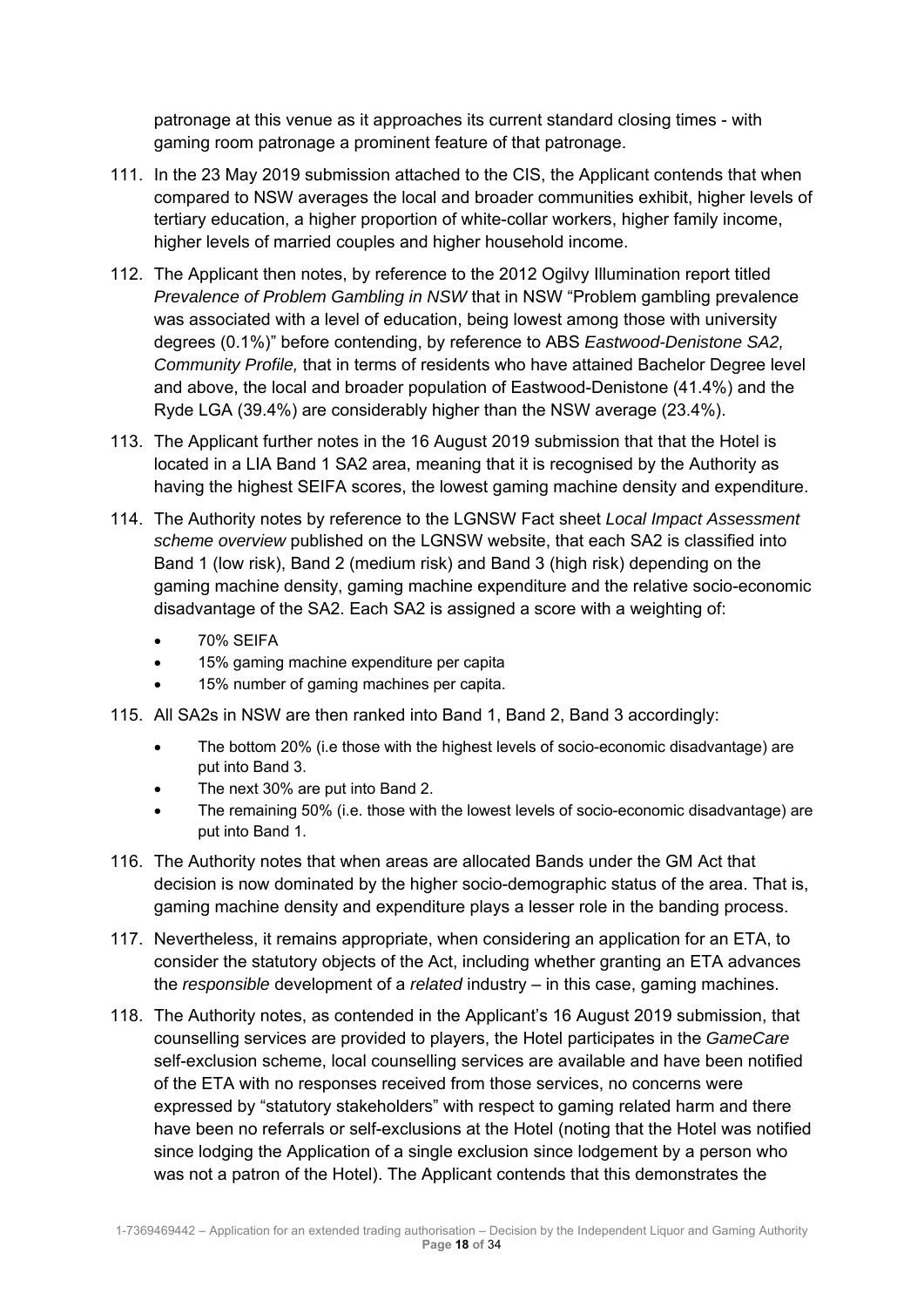patronage at this venue as it approaches its current standard closing times - with gaming room patronage a prominent feature of that patronage.

111. In the 23 May 2019 submission attached to the CIS, the Applicant contends that when compared to NSW averages the local and broader communities exhibit, higher levels of tertiary education, a higher proportion of white-collar workers, higher family income, higher levels of married couples and higher household income.

112. The Applicant then notes, by reference to the 2012 Ogilvy Illumination report titled *Prevalence of Problem Gambling in NSW* that in NSW "Problem gambling prevalence was associated with a level of education, being lowest among those with university degrees (0.1%)" before contending, by reference to ABS *Eastwood-Denistone SA2, Community Profile,* that in terms of residents who have attained Bachelor Degree level and above, the local and broader population of Eastwood-Denistone (41.4%) and the Ryde LGA (39.4%) are considerably higher than the NSW average (23.4%).

113. The Applicant further notes in the 16 August 2019 submission that that the Hotel is located in a LIA Band 1 SA2 area, meaning that it is recognised by the Authority as having the highest SEIFA scores, the lowest gaming machine density and expenditure.

114. The Authority notes by reference to the LGNSW Fact sheet *Local Impact Assessment scheme overview* published on the LGNSW website, that each SA2 is classified into Band 1 (low risk), Band 2 (medium risk) and Band 3 (high risk) depending on the gaming machine density, gaming machine expenditure and the relative socio-economic disadvantage of the SA2. Each SA2 is assigned a score with a weighting of:

    - 70% SEIFA
    - 15% gaming machine expenditure per capita
    - 15% number of gaming machines per capita.

115. All SA2s in NSW are then ranked into Band 1, Band 2, Band 3 accordingly:

    - The bottom 20% (i.e those with the highest levels of socio-economic disadvantage) are put into Band 3.
    - The next 30% are put into Band 2.
    - The remaining 50% (i.e. those with the lowest levels of socio-economic disadvantage) are put into Band 1.

116. The Authority notes that when areas are allocated Bands under the GM Act that decision is now dominated by the higher socio-demographic status of the area. That is, gaming machine density and expenditure plays a lesser role in the banding process.

117. Nevertheless, it remains appropriate, when considering an application for an ETA, to consider the statutory objects of the Act, including whether granting an ETA advances the *responsible* development of a *related* industry – in this case, gaming machines.

118. The Authority notes, as contended in the Applicant's 16 August 2019 submission, that counselling services are provided to players, the Hotel participates in the *GameCare* self-exclusion scheme, local counselling services are available and have been notified of the ETA with no responses received from those services, no concerns were expressed by "statutory stakeholders" with respect to gaming related harm and there have been no referrals or self-exclusions at the Hotel (noting that the Hotel was notified since lodging the Application of a single exclusion since lodgement by a person who was not a patron of the Hotel). The Applicant contends that this demonstrates the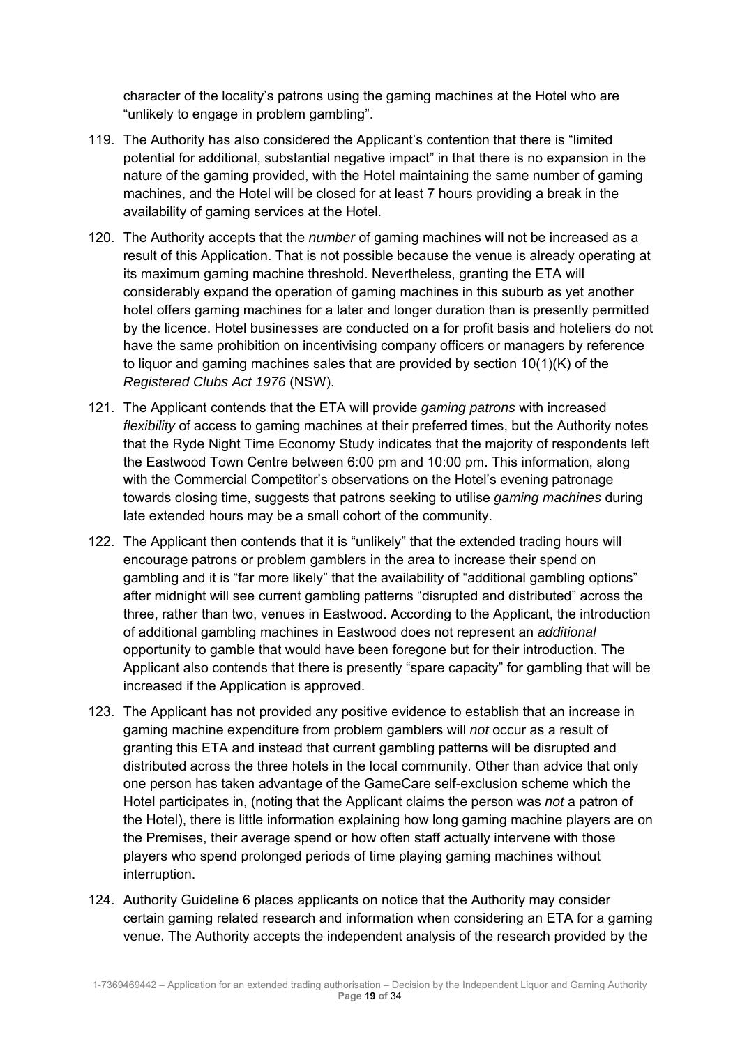character of the locality's patrons using the gaming machines at the Hotel who are "unlikely to engage in problem gambling".

119. The Authority has also considered the Applicant's contention that there is "limited potential for additional, substantial negative impact" in that there is no expansion in the nature of the gaming provided, with the Hotel maintaining the same number of gaming machines, and the Hotel will be closed for at least 7 hours providing a break in the availability of gaming services at the Hotel.

120. The Authority accepts that the *number* of gaming machines will not be increased as a result of this Application. That is not possible because the venue is already operating at its maximum gaming machine threshold. Nevertheless, granting the ETA will considerably expand the operation of gaming machines in this suburb as yet another hotel offers gaming machines for a later and longer duration than is presently permitted by the licence. Hotel businesses are conducted on a for profit basis and hoteliers do not have the same prohibition on incentivising company officers or managers by reference to liquor and gaming machines sales that are provided by section 10(1)(K) of the *Registered Clubs Act 1976* (NSW).

121. The Applicant contends that the ETA will provide *gaming patrons* with increased *flexibility* of access to gaming machines at their preferred times, but the Authority notes that the Ryde Night Time Economy Study indicates that the majority of respondents left the Eastwood Town Centre between 6:00 pm and 10:00 pm. This information, along with the Commercial Competitor's observations on the Hotel's evening patronage towards closing time, suggests that patrons seeking to utilise *gaming machines* during late extended hours may be a small cohort of the community.

122. The Applicant then contends that it is "unlikely" that the extended trading hours will encourage patrons or problem gamblers in the area to increase their spend on gambling and it is "far more likely" that the availability of "additional gambling options" after midnight will see current gambling patterns "disrupted and distributed" across the three, rather than two, venues in Eastwood. According to the Applicant, the introduction of additional gambling machines in Eastwood does not represent an *additional* opportunity to gamble that would have been foregone but for their introduction. The Applicant also contends that there is presently "spare capacity" for gambling that will be increased if the Application is approved.

123. The Applicant has not provided any positive evidence to establish that an increase in gaming machine expenditure from problem gamblers will *not* occur as a result of granting this ETA and instead that current gambling patterns will be disrupted and distributed across the three hotels in the local community. Other than advice that only one person has taken advantage of the GameCare self-exclusion scheme which the Hotel participates in, (noting that the Applicant claims the person was *not* a patron of the Hotel), there is little information explaining how long gaming machine players are on the Premises, their average spend or how often staff actually intervene with those players who spend prolonged periods of time playing gaming machines without interruption.

124. Authority Guideline 6 places applicants on notice that the Authority may consider certain gaming related research and information when considering an ETA for a gaming venue. The Authority accepts the independent analysis of the research provided by the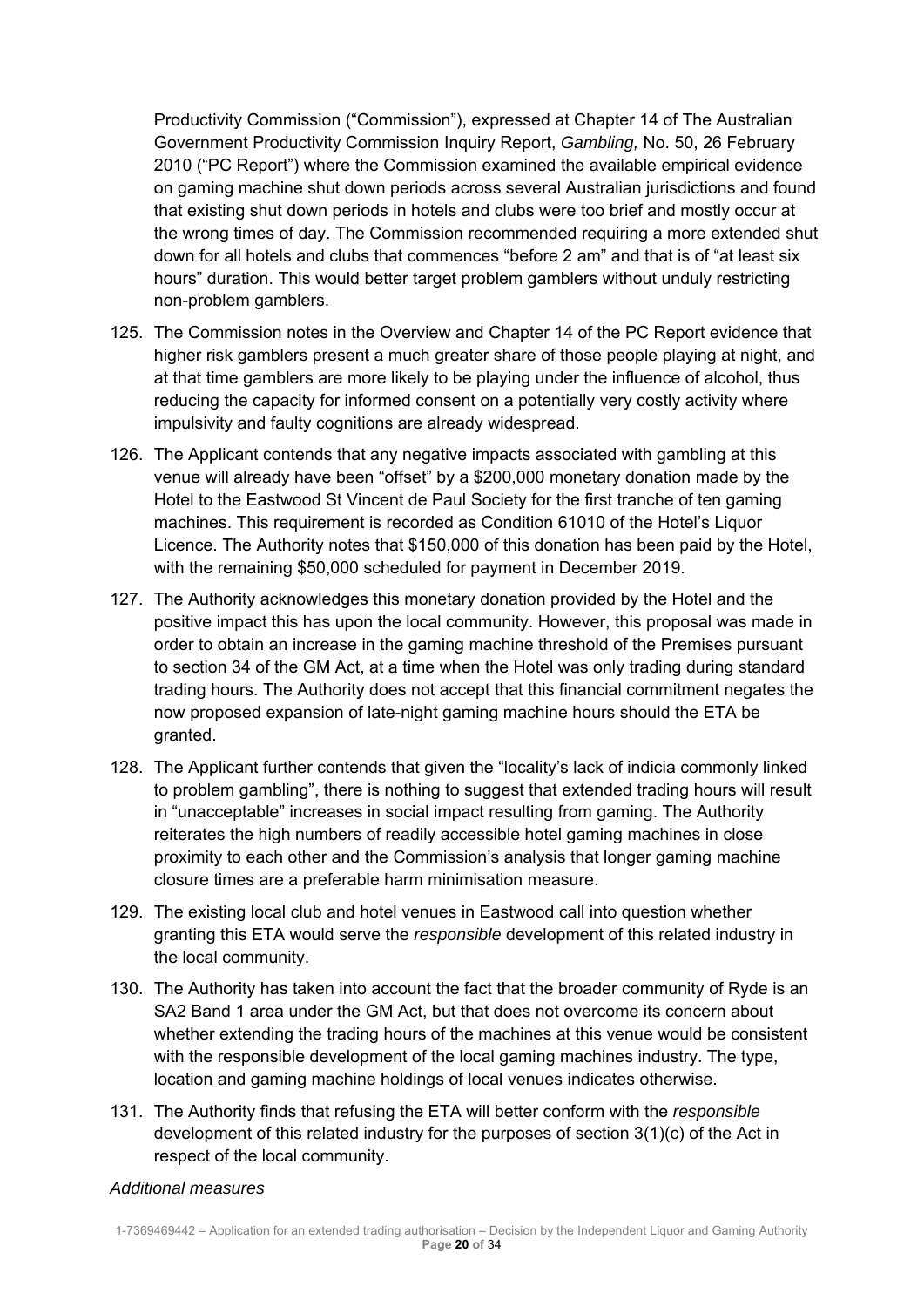Productivity Commission ("Commission"), expressed at Chapter 14 of The Australian Government Productivity Commission Inquiry Report, *Gambling,* No. 50, 26 February 2010 ("PC Report") where the Commission examined the available empirical evidence on gaming machine shut down periods across several Australian jurisdictions and found that existing shut down periods in hotels and clubs were too brief and mostly occur at the wrong times of day. The Commission recommended requiring a more extended shut down for all hotels and clubs that commences "before 2 am" and that is of "at least six hours" duration. This would better target problem gamblers without unduly restricting non-problem gamblers.

125. The Commission notes in the Overview and Chapter 14 of the PC Report evidence that higher risk gamblers present a much greater share of those people playing at night, and at that time gamblers are more likely to be playing under the influence of alcohol, thus reducing the capacity for informed consent on a potentially very costly activity where impulsivity and faulty cognitions are already widespread.

126. The Applicant contends that any negative impacts associated with gambling at this venue will already have been "offset" by a $200,000 monetary donation made by the Hotel to the Eastwood St Vincent de Paul Society for the first tranche of ten gaming machines. This requirement is recorded as Condition 61010 of the Hotel's Liquor Licence. The Authority notes that $150,000 of this donation has been paid by the Hotel, with the remaining $50,000 scheduled for payment in December 2019.

127. The Authority acknowledges this monetary donation provided by the Hotel and the positive impact this has upon the local community. However, this proposal was made in order to obtain an increase in the gaming machine threshold of the Premises pursuant to section 34 of the GM Act, at a time when the Hotel was only trading during standard trading hours. The Authority does not accept that this financial commitment negates the now proposed expansion of late-night gaming machine hours should the ETA be granted.

128. The Applicant further contends that given the "locality's lack of indicia commonly linked to problem gambling", there is nothing to suggest that extended trading hours will result in "unacceptable" increases in social impact resulting from gaming. The Authority reiterates the high numbers of readily accessible hotel gaming machines in close proximity to each other and the Commission's analysis that longer gaming machine closure times are a preferable harm minimisation measure.

129. The existing local club and hotel venues in Eastwood call into question whether granting this ETA would serve the *responsible* development of this related industry in the local community.

130. The Authority has taken into account the fact that the broader community of Ryde is an SA2 Band 1 area under the GM Act, but that does not overcome its concern about whether extending the trading hours of the machines at this venue would be consistent with the responsible development of the local gaming machines industry. The type, location and gaming machine holdings of local venues indicates otherwise.

131. The Authority finds that refusing the ETA will better conform with the *responsible* development of this related industry for the purposes of section 3(1)(c) of the Act in respect of the local community.

*Additional measures*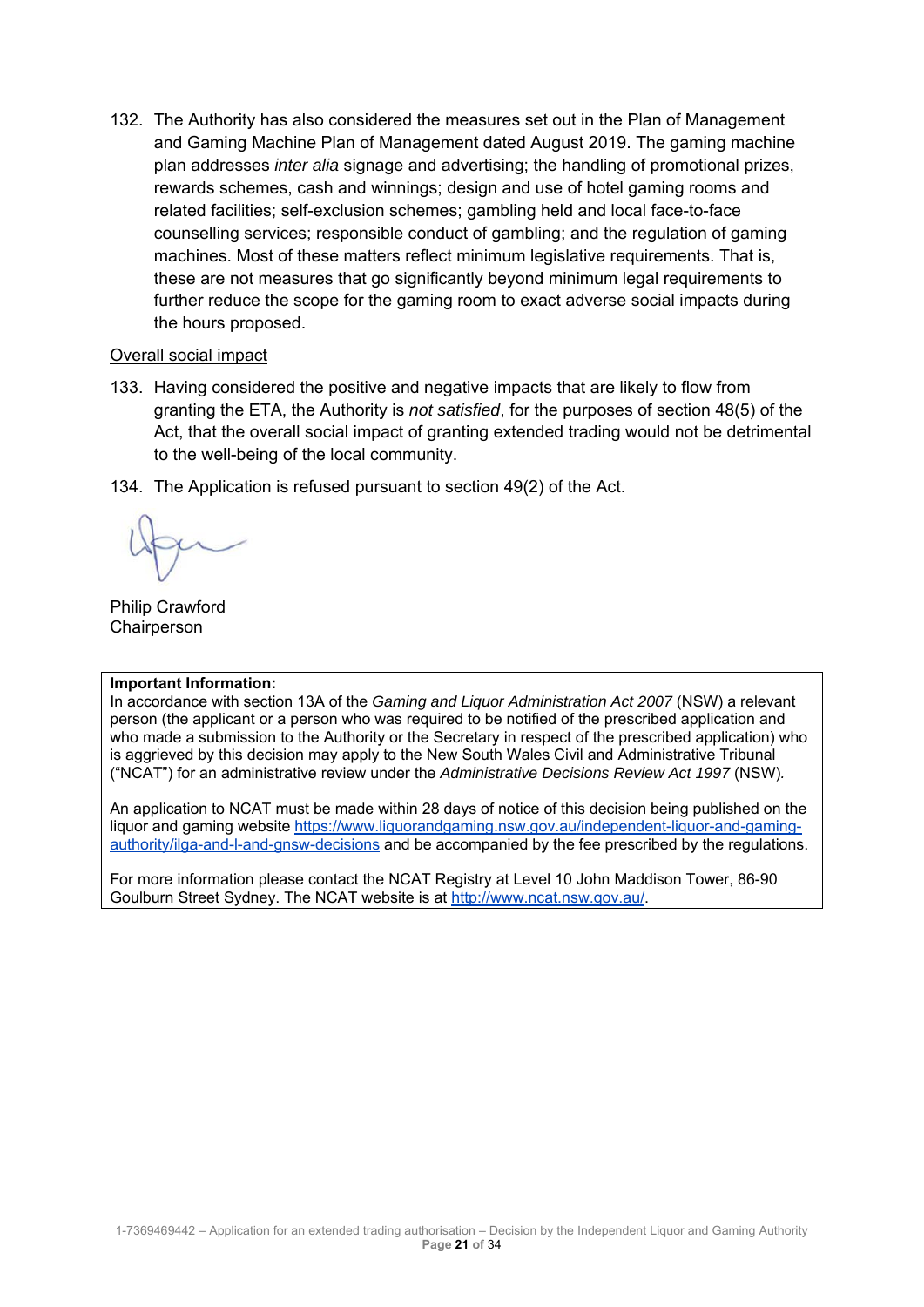132. The Authority has also considered the measures set out in the Plan of Management and Gaming Machine Plan of Management dated August 2019. The gaming machine plan addresses *inter alia* signage and advertising; the handling of promotional prizes, rewards schemes, cash and winnings; design and use of hotel gaming rooms and related facilities; self-exclusion schemes; gambling held and local face-to-face counselling services; responsible conduct of gambling; and the regulation of gaming machines. Most of these matters reflect minimum legislative requirements. That is, these are not measures that go significantly beyond minimum legal requirements to further reduce the scope for the gaming room to exact adverse social impacts during the hours proposed.

<u>Overall social impact</u>

133. Having considered the positive and negative impacts that are likely to flow from granting the ETA, the Authority is *not satisfied*, for the purposes of section 48(5) of the Act, that the overall social impact of granting extended trading would not be detrimental to the well-being of the local community.

134. The Application is refused pursuant to section 49(2) of the Act.

Philip Crawford
Chairperson

**Important Information:**
In accordance with section 13A of the *Gaming and Liquor Administration Act 2007* (NSW) a relevant person (the applicant or a person who was required to be notified of the prescribed application and who made a submission to the Authority or the Secretary in respect of the prescribed application) who is aggrieved by this decision may apply to the New South Wales Civil and Administrative Tribunal ("NCAT") for an administrative review under the *Administrative Decisions Review Act 1997* (NSW).

An application to NCAT must be made within 28 days of notice of this decision being published on the liquor and gaming website https://www.liquorandgaming.nsw.gov.au/independent-liquor-and-gaming-authority/ilga-and-l-and-gnsw-decisions and be accompanied by the fee prescribed by the regulations.

For more information please contact the NCAT Registry at Level 10 John Maddison Tower, 86-90 Goulburn Street Sydney. The NCAT website is at http://www.ncat.nsw.gov.au/.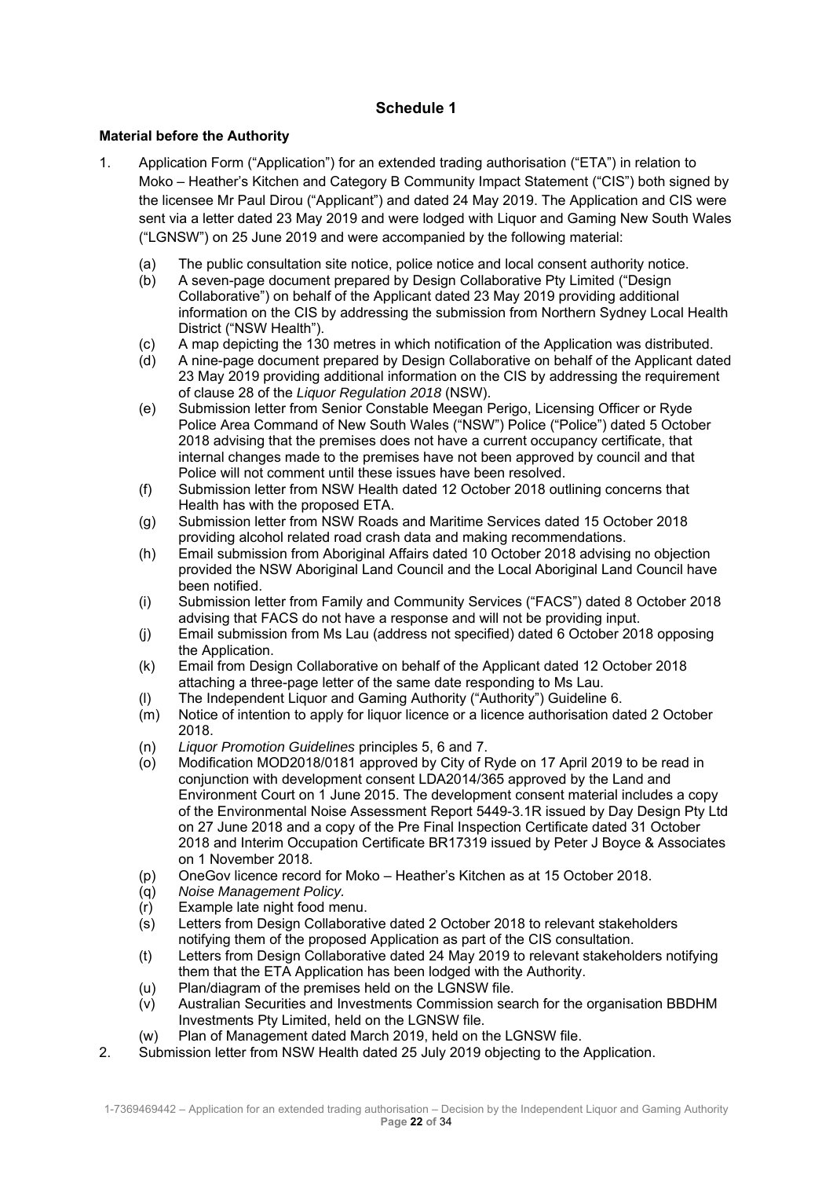## Schedule 1

**Material before the Authority**

1. Application Form ("Application") for an extended trading authorisation ("ETA") in relation to Moko – Heather's Kitchen and Category B Community Impact Statement ("CIS") both signed by the licensee Mr Paul Dirou ("Applicant") and dated 24 May 2019. The Application and CIS were sent via a letter dated 23 May 2019 and were lodged with Liquor and Gaming New South Wales ("LGNSW") on 25 June 2019 and were accompanied by the following material:
   - (a) The public consultation site notice, police notice and local consent authority notice.
   - (b) A seven-page document prepared by Design Collaborative Pty Limited ("Design Collaborative") on behalf of the Applicant dated 23 May 2019 providing additional information on the CIS by addressing the submission from Northern Sydney Local Health District ("NSW Health").
   - (c) A map depicting the 130 metres in which notification of the Application was distributed.
   - (d) A nine-page document prepared by Design Collaborative on behalf of the Applicant dated 23 May 2019 providing additional information on the CIS by addressing the requirement of clause 28 of the *Liquor Regulation 2018* (NSW).
   - (e) Submission letter from Senior Constable Meegan Perigo, Licensing Officer or Ryde Police Area Command of New South Wales ("NSW") Police ("Police") dated 5 October 2018 advising that the premises does not have a current occupancy certificate, that internal changes made to the premises have not been approved by council and that Police will not comment until these issues have been resolved.
   - (f) Submission letter from NSW Health dated 12 October 2018 outlining concerns that Health has with the proposed ETA.
   - (g) Submission letter from NSW Roads and Maritime Services dated 15 October 2018 providing alcohol related road crash data and making recommendations.
   - (h) Email submission from Aboriginal Affairs dated 10 October 2018 advising no objection provided the NSW Aboriginal Land Council and the Local Aboriginal Land Council have been notified.
   - (i) Submission letter from Family and Community Services ("FACS") dated 8 October 2018 advising that FACS do not have a response and will not be providing input.
   - (j) Email submission from Ms Lau (address not specified) dated 6 October 2018 opposing the Application.
   - (k) Email from Design Collaborative on behalf of the Applicant dated 12 October 2018 attaching a three-page letter of the same date responding to Ms Lau.
   - (l) The Independent Liquor and Gaming Authority ("Authority") Guideline 6.
   - (m) Notice of intention to apply for liquor licence or a licence authorisation dated 2 October 2018.
   - (n) *Liquor Promotion Guidelines* principles 5, 6 and 7.
   - (o) Modification MOD2018/0181 approved by City of Ryde on 17 April 2019 to be read in conjunction with development consent LDA2014/365 approved by the Land and Environment Court on 1 June 2015. The development consent material includes a copy of the Environmental Noise Assessment Report 5449-3.1R issued by Day Design Pty Ltd on 27 June 2018 and a copy of the Pre Final Inspection Certificate dated 31 October 2018 and Interim Occupation Certificate BR17319 issued by Peter J Boyce & Associates on 1 November 2018.
   - (p) OneGov licence record for Moko – Heather's Kitchen as at 15 October 2018.
   - (q) *Noise Management Policy*.
   - (r) Example late night food menu.
   - (s) Letters from Design Collaborative dated 2 October 2018 to relevant stakeholders notifying them of the proposed Application as part of the CIS consultation.
   - (t) Letters from Design Collaborative dated 24 May 2019 to relevant stakeholders notifying them that the ETA Application has been lodged with the Authority.
   - (u) Plan/diagram of the premises held on the LGNSW file.
   - (v) Australian Securities and Investments Commission search for the organisation BBDHM Investments Pty Limited, held on the LGNSW file.
   - (w) Plan of Management dated March 2019, held on the LGNSW file.
2. Submission letter from NSW Health dated 25 July 2019 objecting to the Application.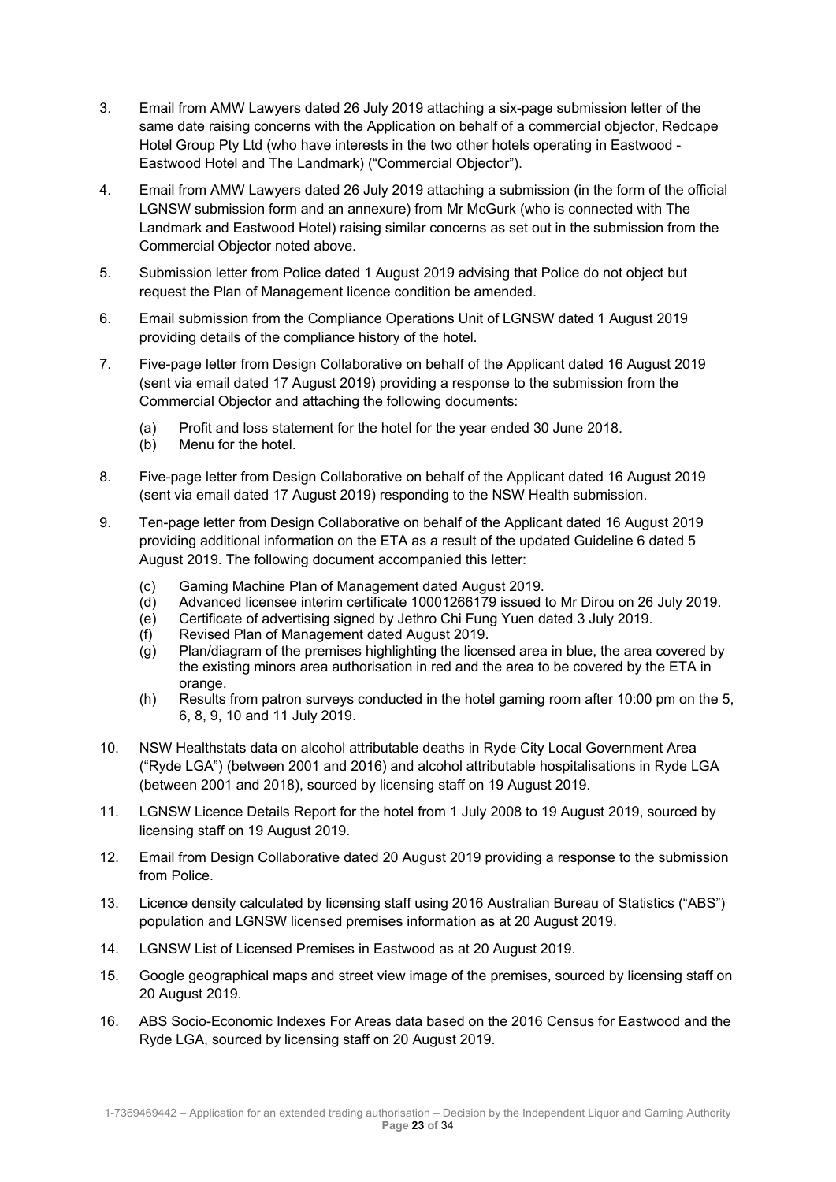3. Email from AMW Lawyers dated 26 July 2019 attaching a six-page submission letter of the same date raising concerns with the Application on behalf of a commercial objector, Redcape Hotel Group Pty Ltd (who have interests in the two other hotels operating in Eastwood - Eastwood Hotel and The Landmark) ("Commercial Objector").

4. Email from AMW Lawyers dated 26 July 2019 attaching a submission (in the form of the official LGNSW submission form and an annexure) from Mr McGurk (who is connected with The Landmark and Eastwood Hotel) raising similar concerns as set out in the submission from the Commercial Objector noted above.

5. Submission letter from Police dated 1 August 2019 advising that Police do not object but request the Plan of Management licence condition be amended.

6. Email submission from the Compliance Operations Unit of LGNSW dated 1 August 2019 providing details of the compliance history of the hotel.

7. Five-page letter from Design Collaborative on behalf of the Applicant dated 16 August 2019 (sent via email dated 17 August 2019) providing a response to the submission from the Commercial Objector and attaching the following documents:

   (a) Profit and loss statement for the hotel for the year ended 30 June 2018.
   (b) Menu for the hotel.

8. Five-page letter from Design Collaborative on behalf of the Applicant dated 16 August 2019 (sent via email dated 17 August 2019) responding to the NSW Health submission.

9. Ten-page letter from Design Collaborative on behalf of the Applicant dated 16 August 2019 providing additional information on the ETA as a result of the updated Guideline 6 dated 5 August 2019. The following document accompanied this letter:

   (c) Gaming Machine Plan of Management dated August 2019.
   (d) Advanced licensee interim certificate 10001266179 issued to Mr Dirou on 26 July 2019.
   (e) Certificate of advertising signed by Jethro Chi Fung Yuen dated 3 July 2019.
   (f) Revised Plan of Management dated August 2019.
   (g) Plan/diagram of the premises highlighting the licensed area in blue, the area covered by the existing minors area authorisation in red and the area to be covered by the ETA in orange.
   (h) Results from patron surveys conducted in the hotel gaming room after 10:00 pm on the 5, 6, 8, 9, 10 and 11 July 2019.

10. NSW Healthstats data on alcohol attributable deaths in Ryde City Local Government Area ("Ryde LGA") (between 2001 and 2016) and alcohol attributable hospitalisations in Ryde LGA (between 2001 and 2018), sourced by licensing staff on 19 August 2019.

11. LGNSW Licence Details Report for the hotel from 1 July 2008 to 19 August 2019, sourced by licensing staff on 19 August 2019.

12. Email from Design Collaborative dated 20 August 2019 providing a response to the submission from Police.

13. Licence density calculated by licensing staff using 2016 Australian Bureau of Statistics ("ABS") population and LGNSW licensed premises information as at 20 August 2019.

14. LGNSW List of Licensed Premises in Eastwood as at 20 August 2019.

15. Google geographical maps and street view image of the premises, sourced by licensing staff on 20 August 2019.

16. ABS Socio-Economic Indexes For Areas data based on the 2016 Census for Eastwood and the Ryde LGA, sourced by licensing staff on 20 August 2019.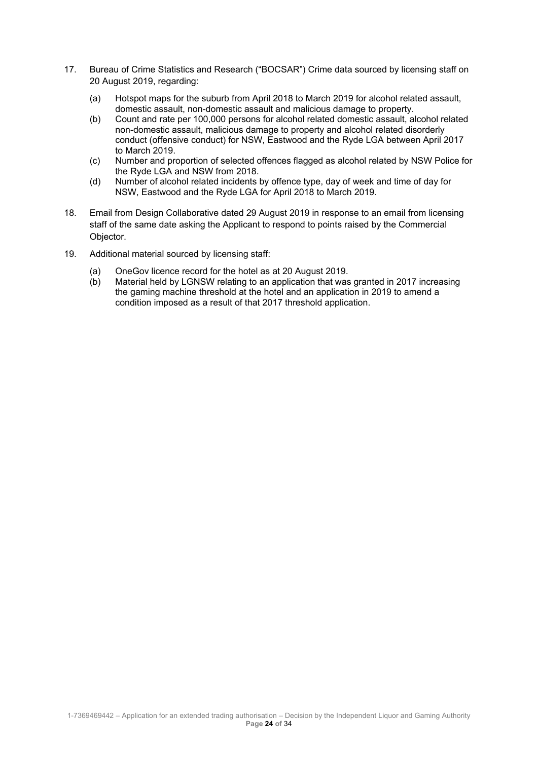17. Bureau of Crime Statistics and Research ("BOCSAR") Crime data sourced by licensing staff on 20 August 2019, regarding:

    (a) Hotspot maps for the suburb from April 2018 to March 2019 for alcohol related assault, domestic assault, non-domestic assault and malicious damage to property.
    (b) Count and rate per 100,000 persons for alcohol related domestic assault, alcohol related non-domestic assault, malicious damage to property and alcohol related disorderly conduct (offensive conduct) for NSW, Eastwood and the Ryde LGA between April 2017 to March 2019.
    (c) Number and proportion of selected offences flagged as alcohol related by NSW Police for the Ryde LGA and NSW from 2018.
    (d) Number of alcohol related incidents by offence type, day of week and time of day for NSW, Eastwood and the Ryde LGA for April 2018 to March 2019.

18. Email from Design Collaborative dated 29 August 2019 in response to an email from licensing staff of the same date asking the Applicant to respond to points raised by the Commercial Objector.

19. Additional material sourced by licensing staff:

    (a) OneGov licence record for the hotel as at 20 August 2019.
    (b) Material held by LGNSW relating to an application that was granted in 2017 increasing the gaming machine threshold at the hotel and an application in 2019 to amend a condition imposed as a result of that 2017 threshold application.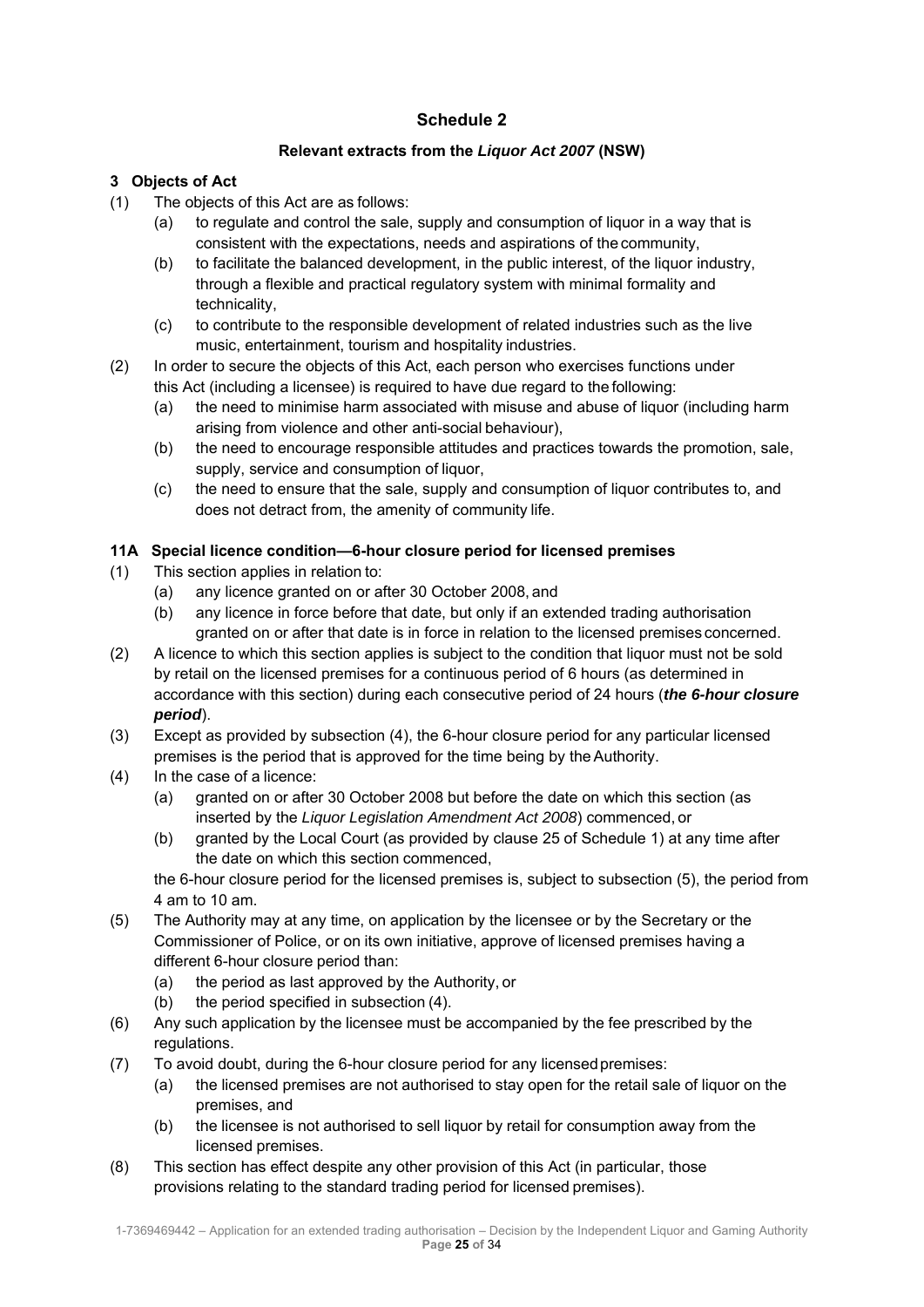# Schedule 2

**Relevant extracts from the *Liquor Act 2007* (NSW)**

### 3 Objects of Act

(1) The objects of this Act are as follows:

- (a) to regulate and control the sale, supply and consumption of liquor in a way that is consistent with the expectations, needs and aspirations of the community,
- (b) to facilitate the balanced development, in the public interest, of the liquor industry, through a flexible and practical regulatory system with minimal formality and technicality,
- (c) to contribute to the responsible development of related industries such as the live music, entertainment, tourism and hospitality industries.

(2) In order to secure the objects of this Act, each person who exercises functions under this Act (including a licensee) is required to have due regard to the following:

- (a) the need to minimise harm associated with misuse and abuse of liquor (including harm arising from violence and other anti-social behaviour),
- (b) the need to encourage responsible attitudes and practices towards the promotion, sale, supply, service and consumption of liquor,
- (c) the need to ensure that the sale, supply and consumption of liquor contributes to, and does not detract from, the amenity of community life.

### 11A Special licence condition—6-hour closure period for licensed premises

(1) This section applies in relation to:

- (a) any licence granted on or after 30 October 2008, and
- (b) any licence in force before that date, but only if an extended trading authorisation granted on or after that date is in force in relation to the licensed premises concerned.

(2) A licence to which this section applies is subject to the condition that liquor must not be sold by retail on the licensed premises for a continuous period of 6 hours (as determined in accordance with this section) during each consecutive period of 24 hours (***the 6-hour closure period***).

(3) Except as provided by subsection (4), the 6-hour closure period for any particular licensed premises is the period that is approved for the time being by the Authority.

(4) In the case of a licence:

- (a) granted on or after 30 October 2008 but before the date on which this section (as inserted by the *Liquor Legislation Amendment Act 2008*) commenced, or
- (b) granted by the Local Court (as provided by clause 25 of Schedule 1) at any time after the date on which this section commenced,

the 6-hour closure period for the licensed premises is, subject to subsection (5), the period from 4 am to 10 am.

(5) The Authority may at any time, on application by the licensee or by the Secretary or the Commissioner of Police, or on its own initiative, approve of licensed premises having a different 6-hour closure period than:

- (a) the period as last approved by the Authority, or
- (b) the period specified in subsection (4).

(6) Any such application by the licensee must be accompanied by the fee prescribed by the regulations.

(7) To avoid doubt, during the 6-hour closure period for any licensed premises:

- (a) the licensed premises are not authorised to stay open for the retail sale of liquor on the premises, and
- (b) the licensee is not authorised to sell liquor by retail for consumption away from the licensed premises.

(8) This section has effect despite any other provision of this Act (in particular, those provisions relating to the standard trading period for licensed premises).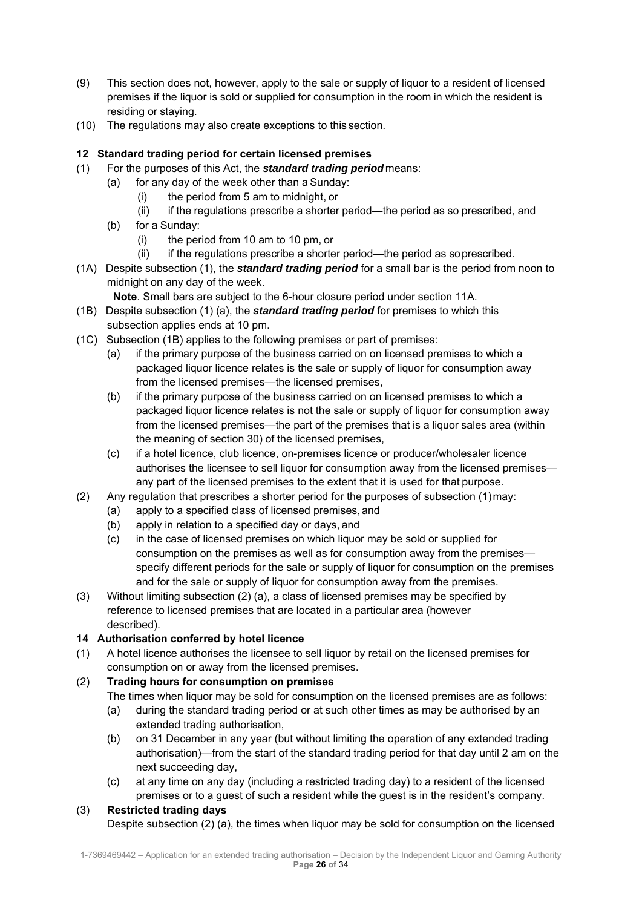(9) This section does not, however, apply to the sale or supply of liquor to a resident of licensed premises if the liquor is sold or supplied for consumption in the room in which the resident is residing or staying.

(10) The regulations may also create exceptions to this section.

### 12 Standard trading period for certain licensed premises

(1) For the purposes of this Act, the ***standard trading period*** means:

- (a) for any day of the week other than a Sunday:
  - (i) the period from 5 am to midnight, or
  - (ii) if the regulations prescribe a shorter period—the period as so prescribed, and
- (b) for a Sunday:
  - (i) the period from 10 am to 10 pm, or
  - (ii) if the regulations prescribe a shorter period—the period as so prescribed.

(1A) Despite subsection (1), the ***standard trading period*** for a small bar is the period from noon to midnight on any day of the week.

**Note**. Small bars are subject to the 6-hour closure period under section 11A.

(1B) Despite subsection (1) (a), the ***standard trading period*** for premises to which this subsection applies ends at 10 pm.

(1C) Subsection (1B) applies to the following premises or part of premises:

- (a) if the primary purpose of the business carried on on licensed premises to which a packaged liquor licence relates is the sale or supply of liquor for consumption away from the licensed premises—the licensed premises,
- (b) if the primary purpose of the business carried on on licensed premises to which a packaged liquor licence relates is not the sale or supply of liquor for consumption away from the licensed premises—the part of the premises that is a liquor sales area (within the meaning of section 30) of the licensed premises,
- (c) if a hotel licence, club licence, on-premises licence or producer/wholesaler licence authorises the licensee to sell liquor for consumption away from the licensed premises—any part of the licensed premises to the extent that it is used for that purpose.

(2) Any regulation that prescribes a shorter period for the purposes of subsection (1) may:

- (a) apply to a specified class of licensed premises, and
- (b) apply in relation to a specified day or days, and
- (c) in the case of licensed premises on which liquor may be sold or supplied for consumption on the premises as well as for consumption away from the premises—specify different periods for the sale or supply of liquor for consumption on the premises and for the sale or supply of liquor for consumption away from the premises.

(3) Without limiting subsection (2) (a), a class of licensed premises may be specified by reference to licensed premises that are located in a particular area (however described).

### 14 Authorisation conferred by hotel licence

(1) A hotel licence authorises the licensee to sell liquor by retail on the licensed premises for consumption on or away from the licensed premises.

(2) **Trading hours for consumption on premises**

The times when liquor may be sold for consumption on the licensed premises are as follows:

- (a) during the standard trading period or at such other times as may be authorised by an extended trading authorisation,
- (b) on 31 December in any year (but without limiting the operation of any extended trading authorisation)—from the start of the standard trading period for that day until 2 am on the next succeeding day,
- (c) at any time on any day (including a restricted trading day) to a resident of the licensed premises or to a guest of such a resident while the guest is in the resident's company.

(3) **Restricted trading days**

Despite subsection (2) (a), the times when liquor may be sold for consumption on the licensed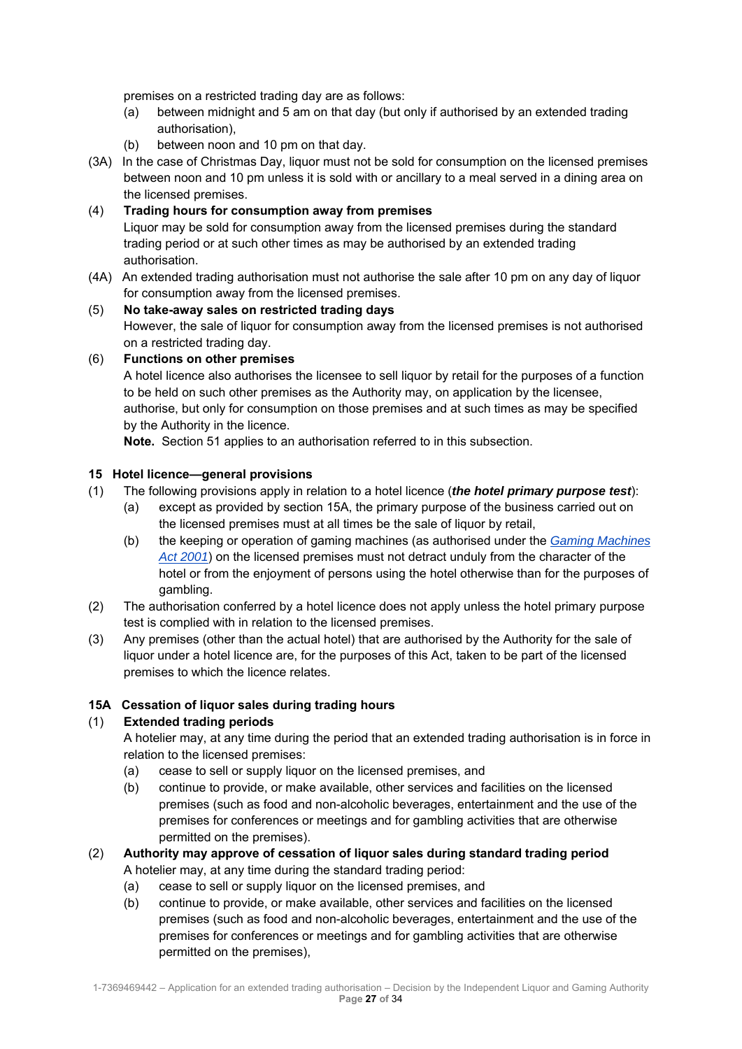premises on a restricted trading day are as follows:

(a) between midnight and 5 am on that day (but only if authorised by an extended trading authorisation),

(b) between noon and 10 pm on that day.

(3A) In the case of Christmas Day, liquor must not be sold for consumption on the licensed premises between noon and 10 pm unless it is sold with or ancillary to a meal served in a dining area on the licensed premises.

(4) **Trading hours for consumption away from premises**

Liquor may be sold for consumption away from the licensed premises during the standard trading period or at such other times as may be authorised by an extended trading authorisation.

(4A) An extended trading authorisation must not authorise the sale after 10 pm on any day of liquor for consumption away from the licensed premises.

(5) **No take-away sales on restricted trading days**

However, the sale of liquor for consumption away from the licensed premises is not authorised on a restricted trading day.

(6) **Functions on other premises**

A hotel licence also authorises the licensee to sell liquor by retail for the purposes of a function to be held on such other premises as the Authority may, on application by the licensee, authorise, but only for consumption on those premises and at such times as may be specified by the Authority in the licence.

**Note.** Section 51 applies to an authorisation referred to in this subsection.

**15 Hotel licence—general provisions**

(1) The following provisions apply in relation to a hotel licence (***the hotel primary purpose test***):

(a) except as provided by section 15A, the primary purpose of the business carried out on the licensed premises must at all times be the sale of liquor by retail,

(b) the keeping or operation of gaming machines (as authorised under the *Gaming Machines Act 2001*) on the licensed premises must not detract unduly from the character of the hotel or from the enjoyment of persons using the hotel otherwise than for the purposes of gambling.

(2) The authorisation conferred by a hotel licence does not apply unless the hotel primary purpose test is complied with in relation to the licensed premises.

(3) Any premises (other than the actual hotel) that are authorised by the Authority for the sale of liquor under a hotel licence are, for the purposes of this Act, taken to be part of the licensed premises to which the licence relates.

**15A Cessation of liquor sales during trading hours**

(1) **Extended trading periods**

A hotelier may, at any time during the period that an extended trading authorisation is in force in relation to the licensed premises:

(a) cease to sell or supply liquor on the licensed premises, and

(b) continue to provide, or make available, other services and facilities on the licensed premises (such as food and non-alcoholic beverages, entertainment and the use of the premises for conferences or meetings and for gambling activities that are otherwise permitted on the premises).

(2) **Authority may approve of cessation of liquor sales during standard trading period**

A hotelier may, at any time during the standard trading period:

(a) cease to sell or supply liquor on the licensed premises, and

(b) continue to provide, or make available, other services and facilities on the licensed premises (such as food and non-alcoholic beverages, entertainment and the use of the premises for conferences or meetings and for gambling activities that are otherwise permitted on the premises),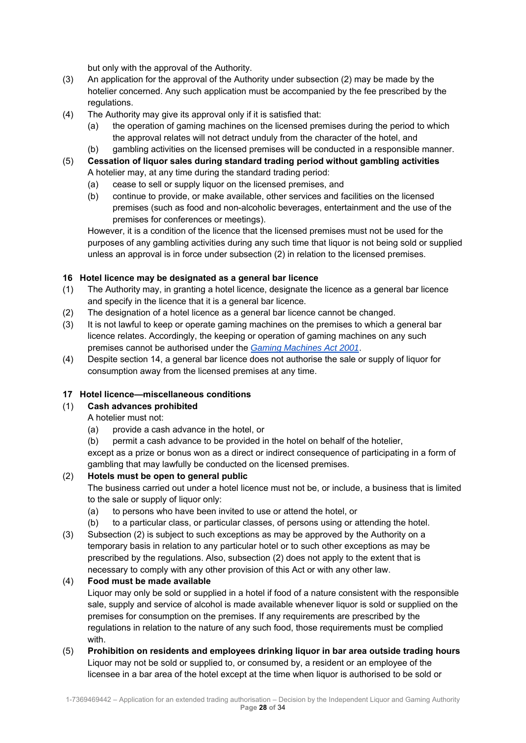but only with the approval of the Authority.

(3) An application for the approval of the Authority under subsection (2) may be made by the hotelier concerned. Any such application must be accompanied by the fee prescribed by the regulations.

(4) The Authority may give its approval only if it is satisfied that:

  (a) the operation of gaming machines on the licensed premises during the period to which the approval relates will not detract unduly from the character of the hotel, and

  (b) gambling activities on the licensed premises will be conducted in a responsible manner.

(5) **Cessation of liquor sales during standard trading period without gambling activities**
A hotelier may, at any time during the standard trading period:

  (a) cease to sell or supply liquor on the licensed premises, and

  (b) continue to provide, or make available, other services and facilities on the licensed premises (such as food and non-alcoholic beverages, entertainment and the use of the premises for conferences or meetings).

However, it is a condition of the licence that the licensed premises must not be used for the purposes of any gambling activities during any such time that liquor is not being sold or supplied unless an approval is in force under subsection (2) in relation to the licensed premises.

**16 Hotel licence may be designated as a general bar licence**

(1) The Authority may, in granting a hotel licence, designate the licence as a general bar licence and specify in the licence that it is a general bar licence.

(2) The designation of a hotel licence as a general bar licence cannot be changed.

(3) It is not lawful to keep or operate gaming machines on the premises to which a general bar licence relates. Accordingly, the keeping or operation of gaming machines on any such premises cannot be authorised under the *Gaming Machines Act 2001*.

(4) Despite section 14, a general bar licence does not authorise the sale or supply of liquor for consumption away from the licensed premises at any time.

**17 Hotel licence—miscellaneous conditions**

(1) **Cash advances prohibited**
A hotelier must not:

  (a) provide a cash advance in the hotel, or

  (b) permit a cash advance to be provided in the hotel on behalf of the hotelier,

except as a prize or bonus won as a direct or indirect consequence of participating in a form of gambling that may lawfully be conducted on the licensed premises.

(2) **Hotels must be open to general public**
The business carried out under a hotel licence must not be, or include, a business that is limited to the sale or supply of liquor only:

  (a) to persons who have been invited to use or attend the hotel, or

  (b) to a particular class, or particular classes, of persons using or attending the hotel.

(3) Subsection (2) is subject to such exceptions as may be approved by the Authority on a temporary basis in relation to any particular hotel or to such other exceptions as may be prescribed by the regulations. Also, subsection (2) does not apply to the extent that is necessary to comply with any other provision of this Act or with any other law.

(4) **Food must be made available**
Liquor may only be sold or supplied in a hotel if food of a nature consistent with the responsible sale, supply and service of alcohol is made available whenever liquor is sold or supplied on the premises for consumption on the premises. If any requirements are prescribed by the regulations in relation to the nature of any such food, those requirements must be complied with.

(5) **Prohibition on residents and employees drinking liquor in bar area outside trading hours**
Liquor may not be sold or supplied to, or consumed by, a resident or an employee of the licensee in a bar area of the hotel except at the time when liquor is authorised to be sold or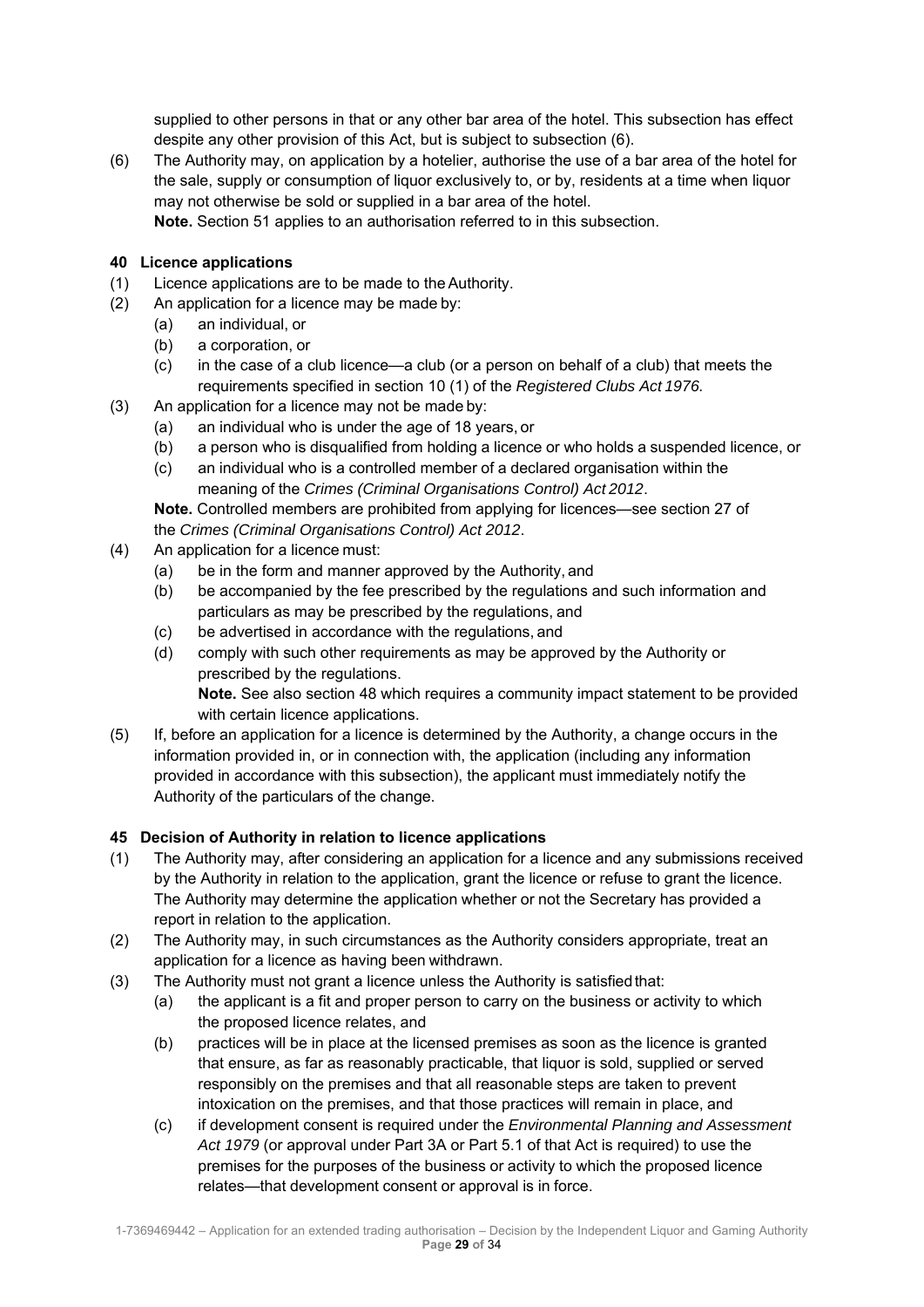supplied to other persons in that or any other bar area of the hotel. This subsection has effect despite any other provision of this Act, but is subject to subsection (6).

(6) The Authority may, on application by a hotelier, authorise the use of a bar area of the hotel for the sale, supply or consumption of liquor exclusively to, or by, residents at a time when liquor may not otherwise be sold or supplied in a bar area of the hotel.
**Note.** Section 51 applies to an authorisation referred to in this subsection.

#### 40 Licence applications

(1) Licence applications are to be made to the Authority.

(2) An application for a licence may be made by:
   - (a) an individual, or
   - (b) a corporation, or
   - (c) in the case of a club licence—a club (or a person on behalf of a club) that meets the requirements specified in section 10 (1) of the *Registered Clubs Act 1976.*

(3) An application for a licence may not be made by:
   - (a) an individual who is under the age of 18 years, or
   - (b) a person who is disqualified from holding a licence or who holds a suspended licence, or
   - (c) an individual who is a controlled member of a declared organisation within the meaning of the *Crimes (Criminal Organisations Control) Act 2012*.

   **Note.** Controlled members are prohibited from applying for licences—see section 27 of the *Crimes (Criminal Organisations Control) Act 2012*.

(4) An application for a licence must:
   - (a) be in the form and manner approved by the Authority, and
   - (b) be accompanied by the fee prescribed by the regulations and such information and particulars as may be prescribed by the regulations, and
   - (c) be advertised in accordance with the regulations, and
   - (d) comply with such other requirements as may be approved by the Authority or prescribed by the regulations.

     **Note.** See also section 48 which requires a community impact statement to be provided with certain licence applications.

(5) If, before an application for a licence is determined by the Authority, a change occurs in the information provided in, or in connection with, the application (including any information provided in accordance with this subsection), the applicant must immediately notify the Authority of the particulars of the change.

#### 45 Decision of Authority in relation to licence applications

(1) The Authority may, after considering an application for a licence and any submissions received by the Authority in relation to the application, grant the licence or refuse to grant the licence. The Authority may determine the application whether or not the Secretary has provided a report in relation to the application.

(2) The Authority may, in such circumstances as the Authority considers appropriate, treat an application for a licence as having been withdrawn.

(3) The Authority must not grant a licence unless the Authority is satisfied that:
   - (a) the applicant is a fit and proper person to carry on the business or activity to which the proposed licence relates, and
   - (b) practices will be in place at the licensed premises as soon as the licence is granted that ensure, as far as reasonably practicable, that liquor is sold, supplied or served responsibly on the premises and that all reasonable steps are taken to prevent intoxication on the premises, and that those practices will remain in place, and
   - (c) if development consent is required under the *Environmental Planning and Assessment Act 1979* (or approval under Part 3A or Part 5.1 of that Act is required) to use the premises for the purposes of the business or activity to which the proposed licence relates—that development consent or approval is in force.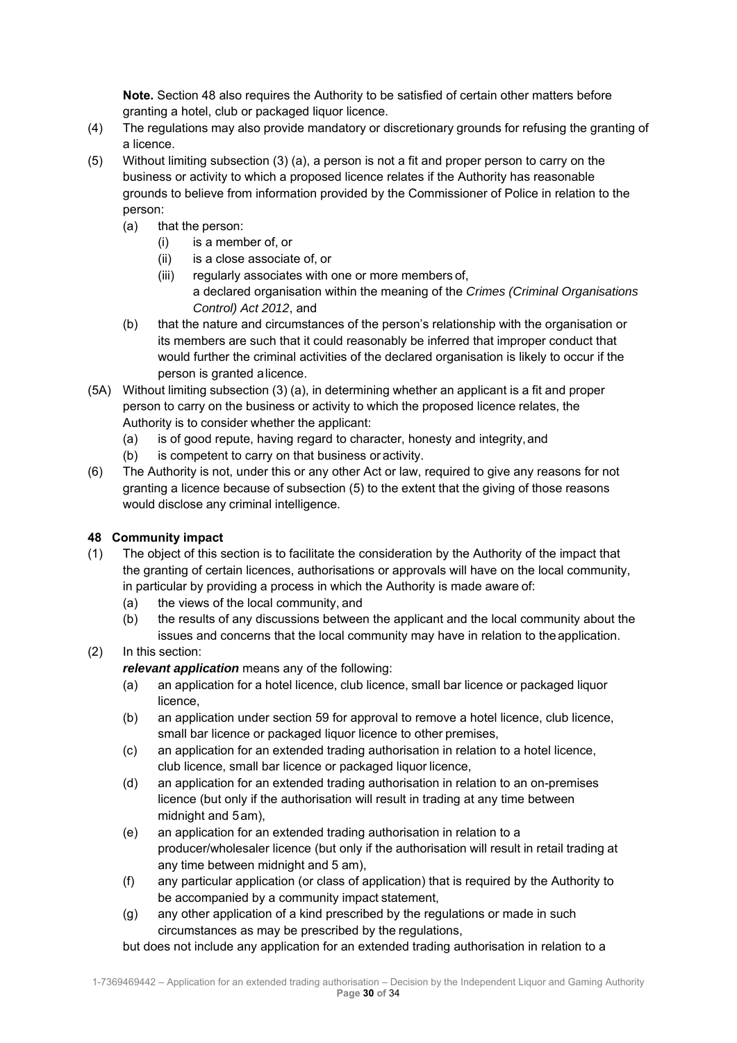**Note.** Section 48 also requires the Authority to be satisfied of certain other matters before granting a hotel, club or packaged liquor licence.

(4) The regulations may also provide mandatory or discretionary grounds for refusing the granting of a licence.

(5) Without limiting subsection (3) (a), a person is not a fit and proper person to carry on the business or activity to which a proposed licence relates if the Authority has reasonable grounds to believe from information provided by the Commissioner of Police in relation to the person:

- (a) that the person:
  - (i) is a member of, or
  - (ii) is a close associate of, or
  - (iii) regularly associates with one or more members of,

  a declared organisation within the meaning of the *Crimes (Criminal Organisations Control) Act 2012*, and
- (b) that the nature and circumstances of the person's relationship with the organisation or its members are such that it could reasonably be inferred that improper conduct that would further the criminal activities of the declared organisation is likely to occur if the person is granted a licence.

(5A) Without limiting subsection (3) (a), in determining whether an applicant is a fit and proper person to carry on the business or activity to which the proposed licence relates, the Authority is to consider whether the applicant:

- (a) is of good repute, having regard to character, honesty and integrity, and
- (b) is competent to carry on that business or activity.

(6) The Authority is not, under this or any other Act or law, required to give any reasons for not granting a licence because of subsection (5) to the extent that the giving of those reasons would disclose any criminal intelligence.

### 48 Community impact

(1) The object of this section is to facilitate the consideration by the Authority of the impact that the granting of certain licences, authorisations or approvals will have on the local community, in particular by providing a process in which the Authority is made aware of:

- (a) the views of the local community, and
- (b) the results of any discussions between the applicant and the local community about the issues and concerns that the local community may have in relation to the application.

(2) In this section:

***relevant application*** means any of the following:

- (a) an application for a hotel licence, club licence, small bar licence or packaged liquor licence,
- (b) an application under section 59 for approval to remove a hotel licence, club licence, small bar licence or packaged liquor licence to other premises,
- (c) an application for an extended trading authorisation in relation to a hotel licence, club licence, small bar licence or packaged liquor licence,
- (d) an application for an extended trading authorisation in relation to an on-premises licence (but only if the authorisation will result in trading at any time between midnight and 5 am),
- (e) an application for an extended trading authorisation in relation to a producer/wholesaler licence (but only if the authorisation will result in retail trading at any time between midnight and 5 am),
- (f) any particular application (or class of application) that is required by the Authority to be accompanied by a community impact statement,
- (g) any other application of a kind prescribed by the regulations or made in such circumstances as may be prescribed by the regulations,

but does not include any application for an extended trading authorisation in relation to a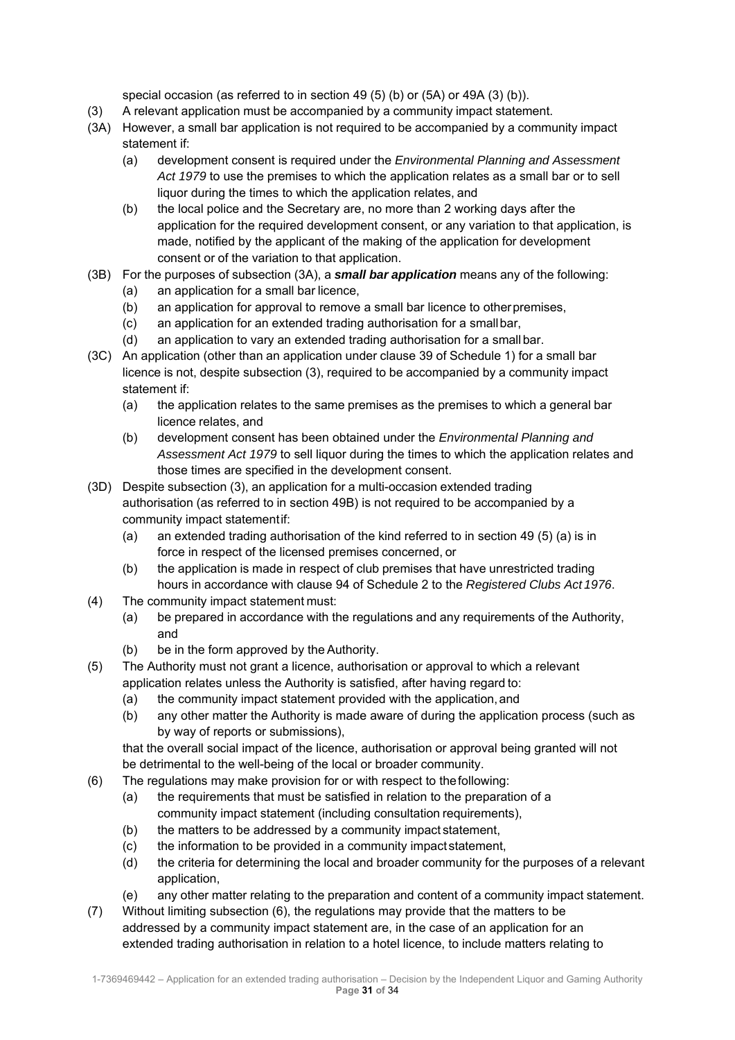special occasion (as referred to in section 49 (5) (b) or (5A) or 49A (3) (b)).

(3) A relevant application must be accompanied by a community impact statement.

(3A) However, a small bar application is not required to be accompanied by a community impact statement if:

- (a) development consent is required under the *Environmental Planning and Assessment Act 1979* to use the premises to which the application relates as a small bar or to sell liquor during the times to which the application relates, and
- (b) the local police and the Secretary are, no more than 2 working days after the application for the required development consent, or any variation to that application, is made, notified by the applicant of the making of the application for development consent or of the variation to that application.

(3B) For the purposes of subsection (3A), a ***small bar application*** means any of the following:

- (a) an application for a small bar licence,
- (b) an application for approval to remove a small bar licence to other premises,
- (c) an application for an extended trading authorisation for a small bar,
- (d) an application to vary an extended trading authorisation for a small bar.

(3C) An application (other than an application under clause 39 of Schedule 1) for a small bar licence is not, despite subsection (3), required to be accompanied by a community impact statement if:

- (a) the application relates to the same premises as the premises to which a general bar licence relates, and
- (b) development consent has been obtained under the *Environmental Planning and Assessment Act 1979* to sell liquor during the times to which the application relates and those times are specified in the development consent.

(3D) Despite subsection (3), an application for a multi-occasion extended trading authorisation (as referred to in section 49B) is not required to be accompanied by a community impact statement if:

- (a) an extended trading authorisation of the kind referred to in section 49 (5) (a) is in force in respect of the licensed premises concerned, or
- (b) the application is made in respect of club premises that have unrestricted trading hours in accordance with clause 94 of Schedule 2 to the *Registered Clubs Act 1976*.

(4) The community impact statement must:

- (a) be prepared in accordance with the regulations and any requirements of the Authority, and
- (b) be in the form approved by the Authority.

(5) The Authority must not grant a licence, authorisation or approval to which a relevant application relates unless the Authority is satisfied, after having regard to:

- (a) the community impact statement provided with the application, and
- (b) any other matter the Authority is made aware of during the application process (such as by way of reports or submissions),

that the overall social impact of the licence, authorisation or approval being granted will not be detrimental to the well-being of the local or broader community.

(6) The regulations may make provision for or with respect to the following:

- (a) the requirements that must be satisfied in relation to the preparation of a community impact statement (including consultation requirements),
- (b) the matters to be addressed by a community impact statement,
- (c) the information to be provided in a community impact statement,
- (d) the criteria for determining the local and broader community for the purposes of a relevant application,
- (e) any other matter relating to the preparation and content of a community impact statement.

(7) Without limiting subsection (6), the regulations may provide that the matters to be addressed by a community impact statement are, in the case of an application for an extended trading authorisation in relation to a hotel licence, to include matters relating to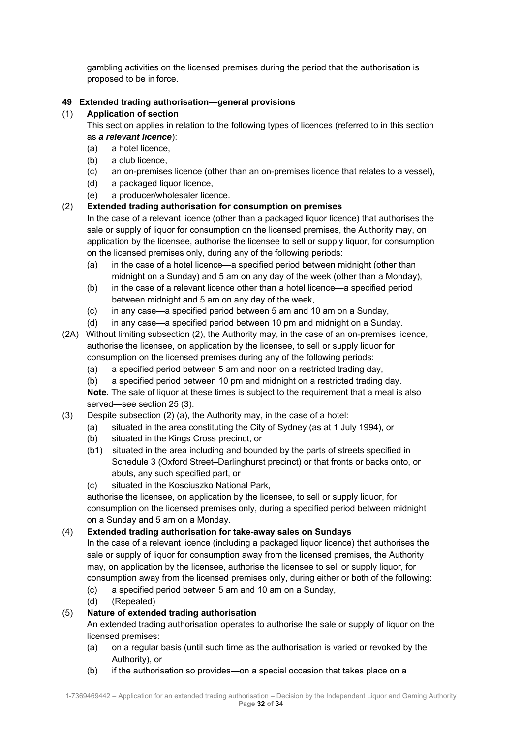gambling activities on the licensed premises during the period that the authorisation is proposed to be in force.

**49 Extended trading authorisation—general provisions**

(1) **Application of section**

This section applies in relation to the following types of licences (referred to in this section as ***a relevant licence***):

- (a) a hotel licence,
- (b) a club licence,
- (c) an on-premises licence (other than an on-premises licence that relates to a vessel),
- (d) a packaged liquor licence,
- (e) a producer/wholesaler licence.

(2) **Extended trading authorisation for consumption on premises**

In the case of a relevant licence (other than a packaged liquor licence) that authorises the sale or supply of liquor for consumption on the licensed premises, the Authority may, on application by the licensee, authorise the licensee to sell or supply liquor, for consumption on the licensed premises only, during any of the following periods:

- (a) in the case of a hotel licence—a specified period between midnight (other than midnight on a Sunday) and 5 am on any day of the week (other than a Monday),
- (b) in the case of a relevant licence other than a hotel licence—a specified period between midnight and 5 am on any day of the week,
- (c) in any case—a specified period between 5 am and 10 am on a Sunday,
- (d) in any case—a specified period between 10 pm and midnight on a Sunday.

(2A) Without limiting subsection (2), the Authority may, in the case of an on-premises licence, authorise the licensee, on application by the licensee, to sell or supply liquor for consumption on the licensed premises during any of the following periods:

- (a) a specified period between 5 am and noon on a restricted trading day,
- (b) a specified period between 10 pm and midnight on a restricted trading day.

**Note.** The sale of liquor at these times is subject to the requirement that a meal is also served—see section 25 (3).

(3) Despite subsection (2) (a), the Authority may, in the case of a hotel:

- (a) situated in the area constituting the City of Sydney (as at 1 July 1994), or
- (b) situated in the Kings Cross precinct, or
- (b1) situated in the area including and bounded by the parts of streets specified in Schedule 3 (Oxford Street–Darlinghurst precinct) or that fronts or backs onto, or abuts, any such specified part, or
- (c) situated in the Kosciuszko National Park,

authorise the licensee, on application by the licensee, to sell or supply liquor, for consumption on the licensed premises only, during a specified period between midnight on a Sunday and 5 am on a Monday.

(4) **Extended trading authorisation for take-away sales on Sundays**

In the case of a relevant licence (including a packaged liquor licence) that authorises the sale or supply of liquor for consumption away from the licensed premises, the Authority may, on application by the licensee, authorise the licensee to sell or supply liquor, for consumption away from the licensed premises only, during either or both of the following:

- (c) a specified period between 5 am and 10 am on a Sunday,
- (d) (Repealed)

(5) **Nature of extended trading authorisation**

An extended trading authorisation operates to authorise the sale or supply of liquor on the licensed premises:

- (a) on a regular basis (until such time as the authorisation is varied or revoked by the Authority), or
- (b) if the authorisation so provides—on a special occasion that takes place on a

1-7369469442 – Application for an extended trading authorisation – Decision by the Independent Liquor and Gaming Authority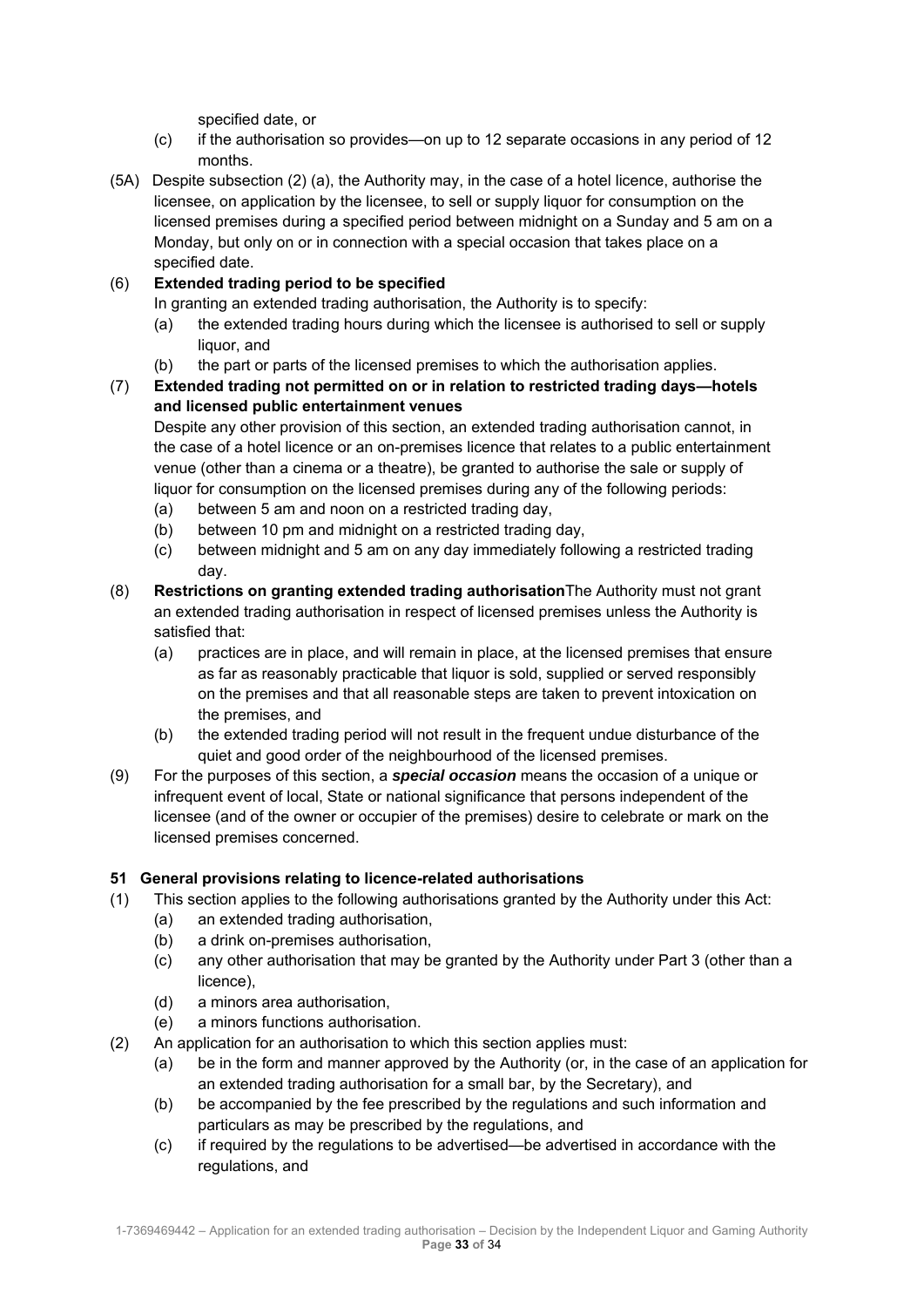specified date, or

(c) if the authorisation so provides—on up to 12 separate occasions in any period of 12 months.

(5A) Despite subsection (2) (a), the Authority may, in the case of a hotel licence, authorise the licensee, on application by the licensee, to sell or supply liquor for consumption on the licensed premises during a specified period between midnight on a Sunday and 5 am on a Monday, but only on or in connection with a special occasion that takes place on a specified date.

(6) **Extended trading period to be specified**

In granting an extended trading authorisation, the Authority is to specify:

(a) the extended trading hours during which the licensee is authorised to sell or supply liquor, and

(b) the part or parts of the licensed premises to which the authorisation applies.

(7) **Extended trading not permitted on or in relation to restricted trading days—hotels and licensed public entertainment venues**

Despite any other provision of this section, an extended trading authorisation cannot, in the case of a hotel licence or an on-premises licence that relates to a public entertainment venue (other than a cinema or a theatre), be granted to authorise the sale or supply of liquor for consumption on the licensed premises during any of the following periods:

(a) between 5 am and noon on a restricted trading day,

(b) between 10 pm and midnight on a restricted trading day,

(c) between midnight and 5 am on any day immediately following a restricted trading day.

(8) **Restrictions on granting extended trading authorisation**The Authority must not grant an extended trading authorisation in respect of licensed premises unless the Authority is satisfied that:

(a) practices are in place, and will remain in place, at the licensed premises that ensure as far as reasonably practicable that liquor is sold, supplied or served responsibly on the premises and that all reasonable steps are taken to prevent intoxication on the premises, and

(b) the extended trading period will not result in the frequent undue disturbance of the quiet and good order of the neighbourhood of the licensed premises.

(9) For the purposes of this section, a ***special occasion*** means the occasion of a unique or infrequent event of local, State or national significance that persons independent of the licensee (and of the owner or occupier of the premises) desire to celebrate or mark on the licensed premises concerned.

### 51 General provisions relating to licence-related authorisations

(1) This section applies to the following authorisations granted by the Authority under this Act:

(a) an extended trading authorisation,

(b) a drink on-premises authorisation,

(c) any other authorisation that may be granted by the Authority under Part 3 (other than a licence),

(d) a minors area authorisation,

(e) a minors functions authorisation.

(2) An application for an authorisation to which this section applies must:

(a) be in the form and manner approved by the Authority (or, in the case of an application for an extended trading authorisation for a small bar, by the Secretary), and

(b) be accompanied by the fee prescribed by the regulations and such information and particulars as may be prescribed by the regulations, and

(c) if required by the regulations to be advertised—be advertised in accordance with the regulations, and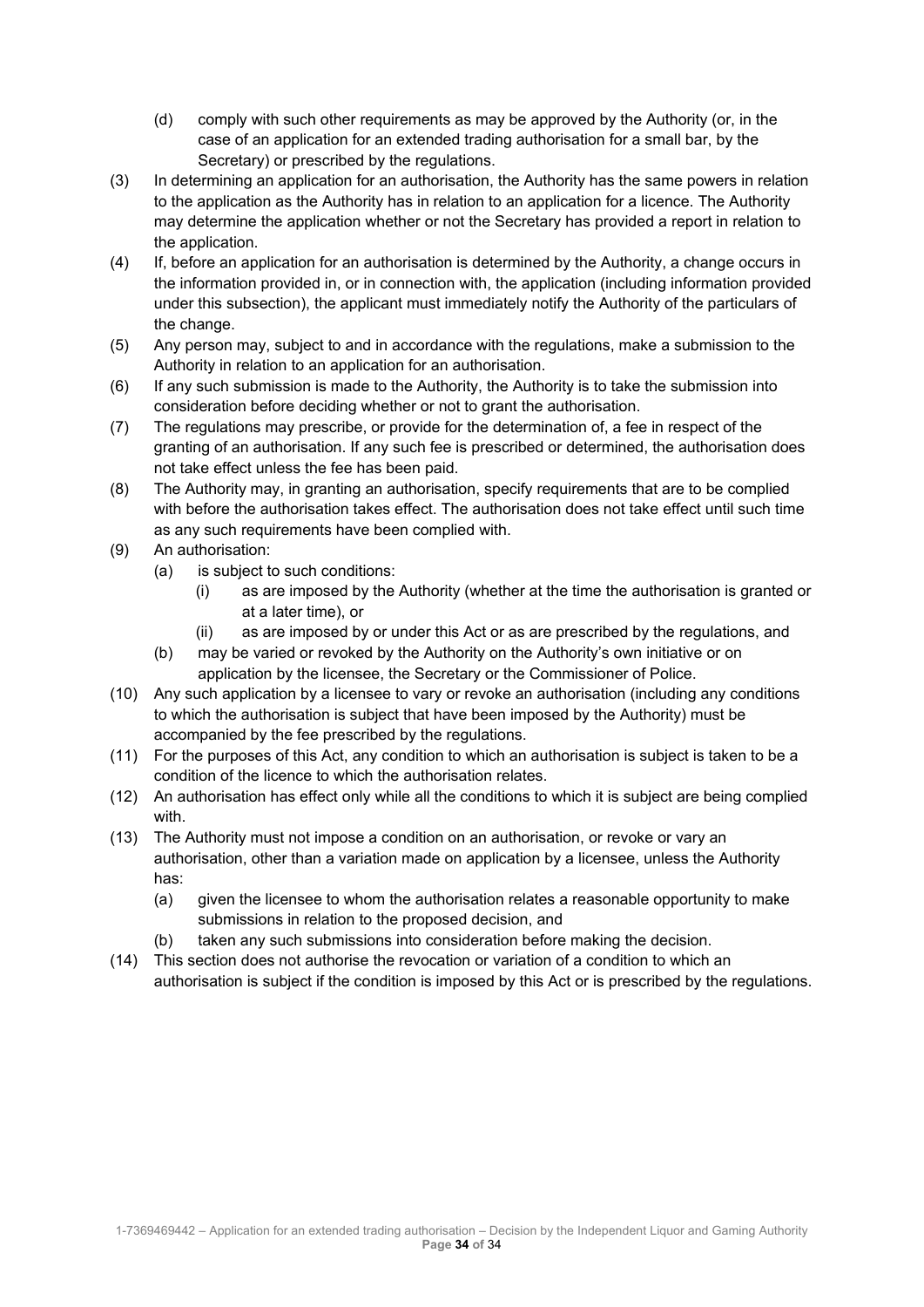(d) comply with such other requirements as may be approved by the Authority (or, in the case of an application for an extended trading authorisation for a small bar, by the Secretary) or prescribed by the regulations.

(3) In determining an application for an authorisation, the Authority has the same powers in relation to the application as the Authority has in relation to an application for a licence. The Authority may determine the application whether or not the Secretary has provided a report in relation to the application.

(4) If, before an application for an authorisation is determined by the Authority, a change occurs in the information provided in, or in connection with, the application (including information provided under this subsection), the applicant must immediately notify the Authority of the particulars of the change.

(5) Any person may, subject to and in accordance with the regulations, make a submission to the Authority in relation to an application for an authorisation.

(6) If any such submission is made to the Authority, the Authority is to take the submission into consideration before deciding whether or not to grant the authorisation.

(7) The regulations may prescribe, or provide for the determination of, a fee in respect of the granting of an authorisation. If any such fee is prescribed or determined, the authorisation does not take effect unless the fee has been paid.

(8) The Authority may, in granting an authorisation, specify requirements that are to be complied with before the authorisation takes effect. The authorisation does not take effect until such time as any such requirements have been complied with.

(9) An authorisation:

- (a) is subject to such conditions:
  - (i) as are imposed by the Authority (whether at the time the authorisation is granted or at a later time), or
  - (ii) as are imposed by or under this Act or as are prescribed by the regulations, and
- (b) may be varied or revoked by the Authority on the Authority's own initiative or on application by the licensee, the Secretary or the Commissioner of Police.

(10) Any such application by a licensee to vary or revoke an authorisation (including any conditions to which the authorisation is subject that have been imposed by the Authority) must be accompanied by the fee prescribed by the regulations.

(11) For the purposes of this Act, any condition to which an authorisation is subject is taken to be a condition of the licence to which the authorisation relates.

(12) An authorisation has effect only while all the conditions to which it is subject are being complied with.

(13) The Authority must not impose a condition on an authorisation, or revoke or vary an authorisation, other than a variation made on application by a licensee, unless the Authority has:

- (a) given the licensee to whom the authorisation relates a reasonable opportunity to make submissions in relation to the proposed decision, and
- (b) taken any such submissions into consideration before making the decision.

(14) This section does not authorise the revocation or variation of a condition to which an authorisation is subject if the condition is imposed by this Act or is prescribed by the regulations.